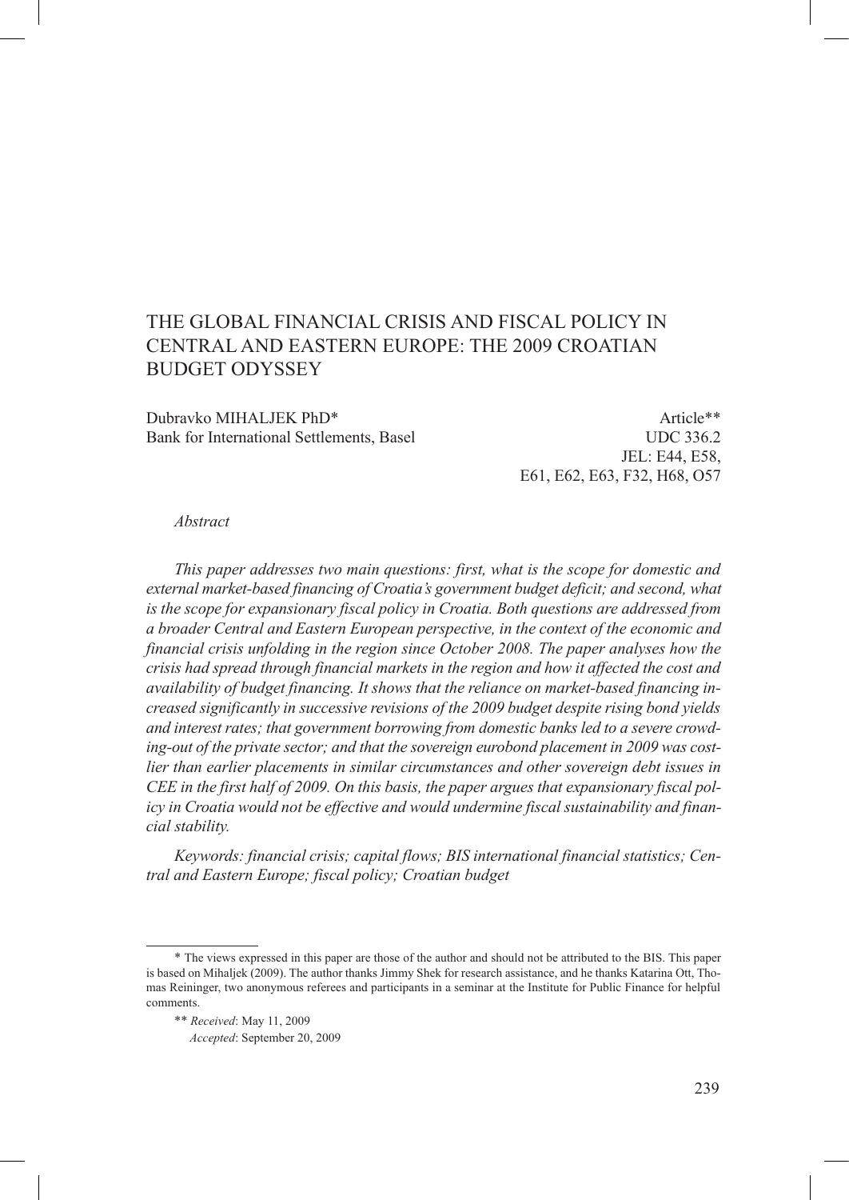# THE GLOBAL FINANCIAL CRISIS AND FISCAL POLICY IN CENTRAL AND EASTERN EUROPE: THE 2009 CROATIAN BUDGET ODYSSEY

Dubravko MIHALJEK PhD*
Bank for International Settlements, Basel

Article**
UDC 336.2
JEL: E44, E58, E61, E62, E63, F32, H68, O57

*Abstract*

*This paper addresses two main questions: first, what is the scope for domestic and external market-based financing of Croatia's government budget deficit; and second, what is the scope for expansionary fiscal policy in Croatia. Both questions are addressed from a broader Central and Eastern European perspective, in the context of the economic and financial crisis unfolding in the region since October 2008. The paper analyses how the crisis had spread through financial markets in the region and how it affected the cost and availability of budget financing. It shows that the reliance on market-based financing increased significantly in successive revisions of the 2009 budget despite rising bond yields and interest rates; that government borrowing from domestic banks led to a severe crowding-out of the private sector; and that the sovereign eurobond placement in 2009 was costlier than earlier placements in similar circumstances and other sovereign debt issues in CEE in the first half of 2009. On this basis, the paper argues that expansionary fiscal policy in Croatia would not be effective and would undermine fiscal sustainability and financial stability.*

*Keywords: financial crisis; capital flows; BIS international financial statistics; Central and Eastern Europe; fiscal policy; Croatian budget*

---

\* The views expressed in this paper are those of the author and should not be attributed to the BIS. This paper is based on Mihaljek (2009). The author thanks Jimmy Shek for research assistance, and he thanks Katarina Ott, Thomas Reininger, two anonymous referees and participants in a seminar at the Institute for Public Finance for helpful comments.

\*\* *Received*: May 11, 2009
*Accepted*: September 20, 2009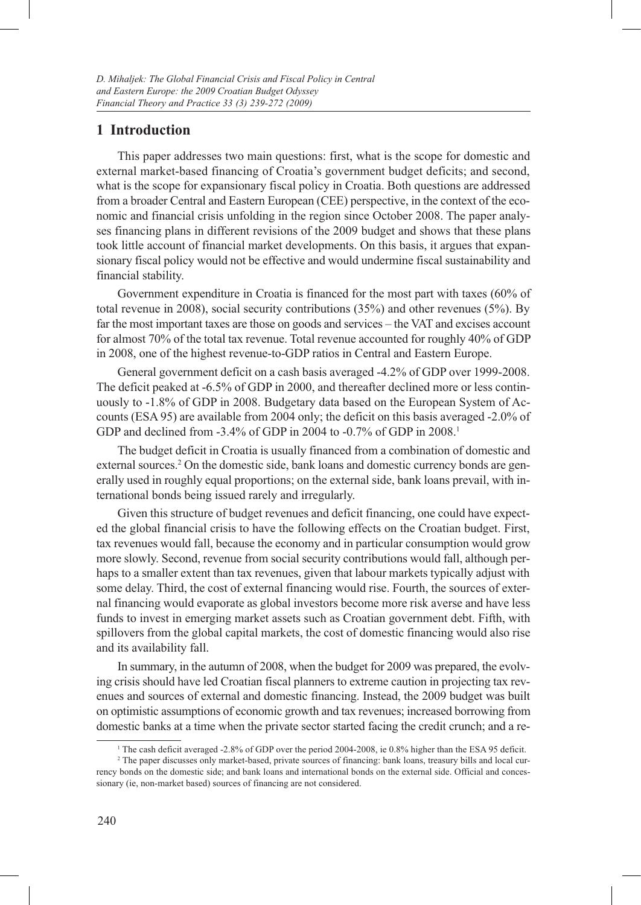## 1 Introduction

This paper addresses two main questions: first, what is the scope for domestic and external market-based financing of Croatia's government budget deficits; and second, what is the scope for expansionary fiscal policy in Croatia. Both questions are addressed from a broader Central and Eastern European (CEE) perspective, in the context of the economic and financial crisis unfolding in the region since October 2008. The paper analyses financing plans in different revisions of the 2009 budget and shows that these plans took little account of financial market developments. On this basis, it argues that expansionary fiscal policy would not be effective and would undermine fiscal sustainability and financial stability.

Government expenditure in Croatia is financed for the most part with taxes (60% of total revenue in 2008), social security contributions (35%) and other revenues (5%). By far the most important taxes are those on goods and services – the VAT and excises account for almost 70% of the total tax revenue. Total revenue accounted for roughly 40% of GDP in 2008, one of the highest revenue-to-GDP ratios in Central and Eastern Europe.

General government deficit on a cash basis averaged -4.2% of GDP over 1999-2008. The deficit peaked at -6.5% of GDP in 2000, and thereafter declined more or less continuously to -1.8% of GDP in 2008. Budgetary data based on the European System of Accounts (ESA 95) are available from 2004 only; the deficit on this basis averaged -2.0% of GDP and declined from -3.4% of GDP in 2004 to -0.7% of GDP in 2008.[1]

The budget deficit in Croatia is usually financed from a combination of domestic and external sources.[2] On the domestic side, bank loans and domestic currency bonds are generally used in roughly equal proportions; on the external side, bank loans prevail, with international bonds being issued rarely and irregularly.

Given this structure of budget revenues and deficit financing, one could have expected the global financial crisis to have the following effects on the Croatian budget. First, tax revenues would fall, because the economy and in particular consumption would grow more slowly. Second, revenue from social security contributions would fall, although perhaps to a smaller extent than tax revenues, given that labour markets typically adjust with some delay. Third, the cost of external financing would rise. Fourth, the sources of external financing would evaporate as global investors become more risk averse and have less funds to invest in emerging market assets such as Croatian government debt. Fifth, with spillovers from the global capital markets, the cost of domestic financing would also rise and its availability fall.

In summary, in the autumn of 2008, when the budget for 2009 was prepared, the evolving crisis should have led Croatian fiscal planners to extreme caution in projecting tax revenues and sources of external and domestic financing. Instead, the 2009 budget was built on optimistic assumptions of economic growth and tax revenues; increased borrowing from domestic banks at a time when the private sector started facing the credit crunch; and a re-

[1] The cash deficit averaged -2.8% of GDP over the period 2004-2008, ie 0.8% higher than the ESA 95 deficit.

[2] The paper discusses only market-based, private sources of financing: bank loans, treasury bills and local currency bonds on the domestic side; and bank loans and international bonds on the external side. Official and concessionary (ie, non-market based) sources of financing are not considered.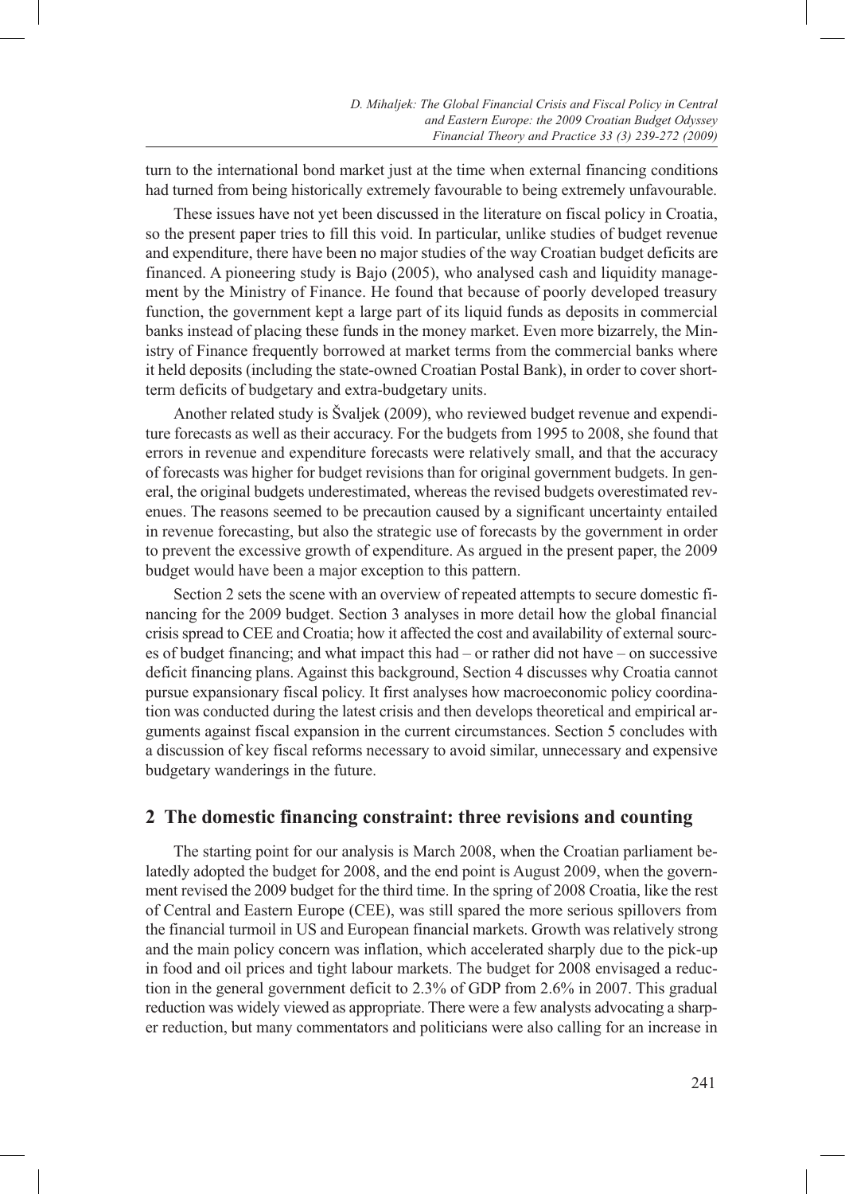turn to the international bond market just at the time when external financing conditions had turned from being historically extremely favourable to being extremely unfavourable.

These issues have not yet been discussed in the literature on fiscal policy in Croatia, so the present paper tries to fill this void. In particular, unlike studies of budget revenue and expenditure, there have been no major studies of the way Croatian budget deficits are financed. A pioneering study is Bajo (2005), who analysed cash and liquidity management by the Ministry of Finance. He found that because of poorly developed treasury function, the government kept a large part of its liquid funds as deposits in commercial banks instead of placing these funds in the money market. Even more bizarrely, the Ministry of Finance frequently borrowed at market terms from the commercial banks where it held deposits (including the state-owned Croatian Postal Bank), in order to cover short-term deficits of budgetary and extra-budgetary units.

Another related study is Švaljek (2009), who reviewed budget revenue and expenditure forecasts as well as their accuracy. For the budgets from 1995 to 2008, she found that errors in revenue and expenditure forecasts were relatively small, and that the accuracy of forecasts was higher for budget revisions than for original government budgets. In general, the original budgets underestimated, whereas the revised budgets overestimated revenues. The reasons seemed to be precaution caused by a significant uncertainty entailed in revenue forecasting, but also the strategic use of forecasts by the government in order to prevent the excessive growth of expenditure. As argued in the present paper, the 2009 budget would have been a major exception to this pattern.

Section 2 sets the scene with an overview of repeated attempts to secure domestic financing for the 2009 budget. Section 3 analyses in more detail how the global financial crisis spread to CEE and Croatia; how it affected the cost and availability of external sources of budget financing; and what impact this had – or rather did not have – on successive deficit financing plans. Against this background, Section 4 discusses why Croatia cannot pursue expansionary fiscal policy. It first analyses how macroeconomic policy coordination was conducted during the latest crisis and then develops theoretical and empirical arguments against fiscal expansion in the current circumstances. Section 5 concludes with a discussion of key fiscal reforms necessary to avoid similar, unnecessary and expensive budgetary wanderings in the future.

## 2 The domestic financing constraint: three revisions and counting

The starting point for our analysis is March 2008, when the Croatian parliament belatedly adopted the budget for 2008, and the end point is August 2009, when the government revised the 2009 budget for the third time. In the spring of 2008 Croatia, like the rest of Central and Eastern Europe (CEE), was still spared the more serious spillovers from the financial turmoil in US and European financial markets. Growth was relatively strong and the main policy concern was inflation, which accelerated sharply due to the pick-up in food and oil prices and tight labour markets. The budget for 2008 envisaged a reduction in the general government deficit to 2.3% of GDP from 2.6% in 2007. This gradual reduction was widely viewed as appropriate. There were a few analysts advocating a sharper reduction, but many commentators and politicians were also calling for an increase in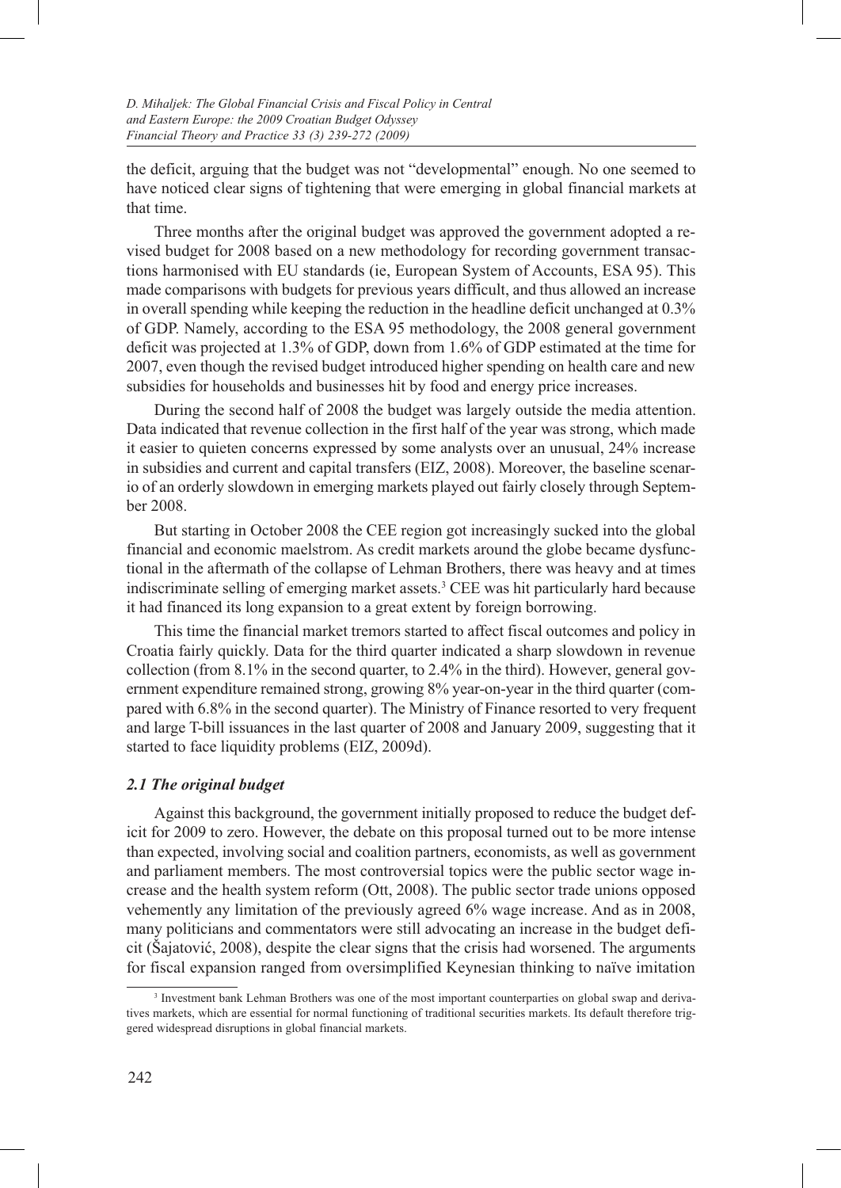the deficit, arguing that the budget was not "developmental" enough. No one seemed to have noticed clear signs of tightening that were emerging in global financial markets at that time.

Three months after the original budget was approved the government adopted a revised budget for 2008 based on a new methodology for recording government transactions harmonised with EU standards (ie, European System of Accounts, ESA 95). This made comparisons with budgets for previous years difficult, and thus allowed an increase in overall spending while keeping the reduction in the headline deficit unchanged at 0.3% of GDP. Namely, according to the ESA 95 methodology, the 2008 general government deficit was projected at 1.3% of GDP, down from 1.6% of GDP estimated at the time for 2007, even though the revised budget introduced higher spending on health care and new subsidies for households and businesses hit by food and energy price increases.

During the second half of 2008 the budget was largely outside the media attention. Data indicated that revenue collection in the first half of the year was strong, which made it easier to quieten concerns expressed by some analysts over an unusual, 24% increase in subsidies and current and capital transfers (EIZ, 2008). Moreover, the baseline scenario of an orderly slowdown in emerging markets played out fairly closely through September 2008.

But starting in October 2008 the CEE region got increasingly sucked into the global financial and economic maelstrom. As credit markets around the globe became dysfunctional in the aftermath of the collapse of Lehman Brothers, there was heavy and at times indiscriminate selling of emerging market assets.[3] CEE was hit particularly hard because it had financed its long expansion to a great extent by foreign borrowing.

This time the financial market tremors started to affect fiscal outcomes and policy in Croatia fairly quickly. Data for the third quarter indicated a sharp slowdown in revenue collection (from 8.1% in the second quarter, to 2.4% in the third). However, general government expenditure remained strong, growing 8% year-on-year in the third quarter (compared with 6.8% in the second quarter). The Ministry of Finance resorted to very frequent and large T-bill issuances in the last quarter of 2008 and January 2009, suggesting that it started to face liquidity problems (EIZ, 2009d).

### *2.1 The original budget*

Against this background, the government initially proposed to reduce the budget deficit for 2009 to zero. However, the debate on this proposal turned out to be more intense than expected, involving social and coalition partners, economists, as well as government and parliament members. The most controversial topics were the public sector wage increase and the health system reform (Ott, 2008). The public sector trade unions opposed vehemently any limitation of the previously agreed 6% wage increase. And as in 2008, many politicians and commentators were still advocating an increase in the budget deficit (Šajatović, 2008), despite the clear signs that the crisis had worsened. The arguments for fiscal expansion ranged from oversimplified Keynesian thinking to naïve imitation

[3] Investment bank Lehman Brothers was one of the most important counterparties on global swap and derivatives markets, which are essential for normal functioning of traditional securities markets. Its default therefore triggered widespread disruptions in global financial markets.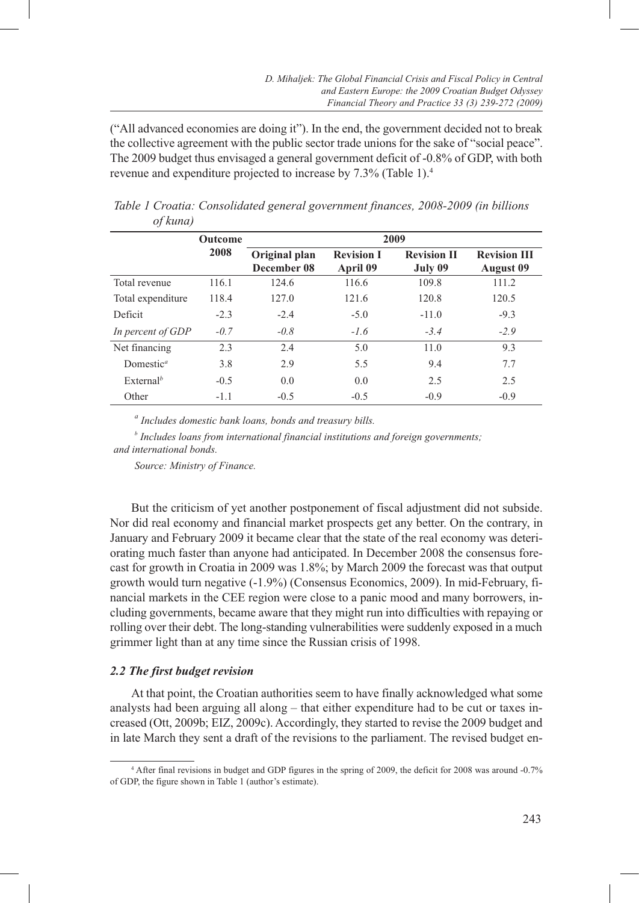("All advanced economies are doing it"). In the end, the government decided not to break the collective agreement with the public sector trade unions for the sake of "social peace". The 2009 budget thus envisaged a general government deficit of -0.8% of GDP, with both revenue and expenditure projected to increase by 7.3% (Table 1).[4]

*Table 1 Croatia: Consolidated general government finances, 2008-2009 (in billions of kuna)*

| | Outcome 2008 | 2009 | | | |
|---|---|---|---|---|---|
| | | Original plan December 08 | Revision I April 09 | Revision II July 09 | Revision III August 09 |
| Total revenue | 116.1 | 124.6 | 116.6 | 109.8 | 111.2 |
| Total expenditure | 118.4 | 127.0 | 121.6 | 120.8 | 120.5 |
| Deficit | -2.3 | -2.4 | -5.0 | -11.0 | -9.3 |
| *In percent of GDP* | *-0.7* | *-0.8* | *-1.6* | *-3.4* | *-2.9* |
| Net financing | 2.3 | 2.4 | 5.0 | 11.0 | 9.3 |
| Domestic[a] | 3.8 | 2.9 | 5.5 | 9.4 | 7.7 |
| External[b] | -0.5 | 0.0 | 0.0 | 2.5 | 2.5 |
| Other | -1.1 | -0.5 | -0.5 | -0.9 | -0.9 |

[a] *Includes domestic bank loans, bonds and treasury bills.*

[b] *Includes loans from international financial institutions and foreign governments; and international bonds.*

*Source: Ministry of Finance.*

But the criticism of yet another postponement of fiscal adjustment did not subside. Nor did real economy and financial market prospects get any better. On the contrary, in January and February 2009 it became clear that the state of the real economy was deteriorating much faster than anyone had anticipated. In December 2008 the consensus forecast for growth in Croatia in 2009 was 1.8%; by March 2009 the forecast was that output growth would turn negative (-1.9%) (Consensus Economics, 2009). In mid-February, financial markets in the CEE region were close to a panic mood and many borrowers, including governments, became aware that they might run into difficulties with repaying or rolling over their debt. The long-standing vulnerabilities were suddenly exposed in a much grimmer light than at any time since the Russian crisis of 1998.

### *2.2 The first budget revision*

At that point, the Croatian authorities seem to have finally acknowledged what some analysts had been arguing all along – that either expenditure had to be cut or taxes increased (Ott, 2009b; EIZ, 2009c). Accordingly, they started to revise the 2009 budget and in late March they sent a draft of the revisions to the parliament. The revised budget en-

[4] After final revisions in budget and GDP figures in the spring of 2009, the deficit for 2008 was around -0.7% of GDP, the figure shown in Table 1 (author's estimate).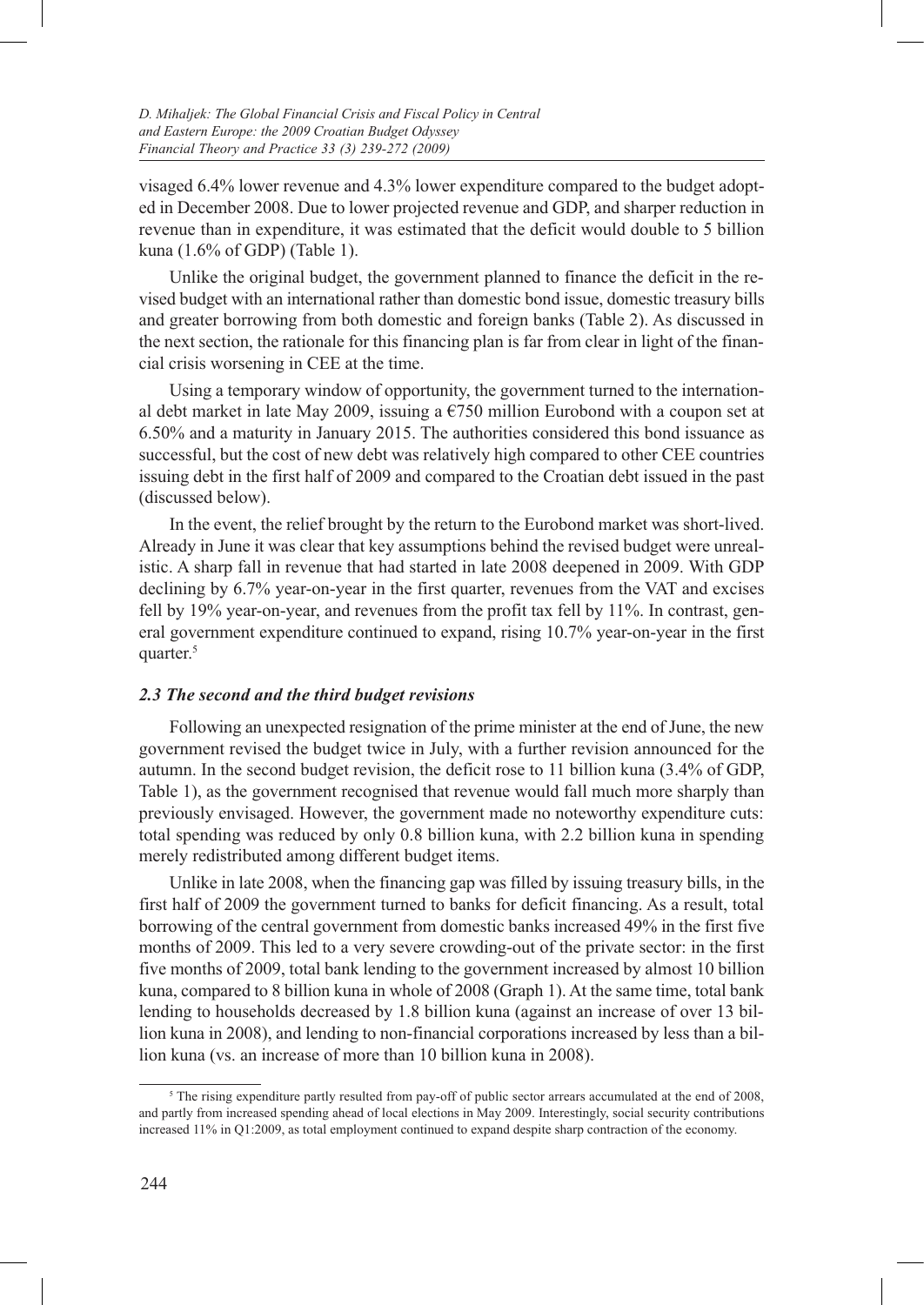visaged 6.4% lower revenue and 4.3% lower expenditure compared to the budget adopted in December 2008. Due to lower projected revenue and GDP, and sharper reduction in revenue than in expenditure, it was estimated that the deficit would double to 5 billion kuna (1.6% of GDP) (Table 1).

Unlike the original budget, the government planned to finance the deficit in the revised budget with an international rather than domestic bond issue, domestic treasury bills and greater borrowing from both domestic and foreign banks (Table 2). As discussed in the next section, the rationale for this financing plan is far from clear in light of the financial crisis worsening in CEE at the time.

Using a temporary window of opportunity, the government turned to the international debt market in late May 2009, issuing a €750 million Eurobond with a coupon set at 6.50% and a maturity in January 2015. The authorities considered this bond issuance as successful, but the cost of new debt was relatively high compared to other CEE countries issuing debt in the first half of 2009 and compared to the Croatian debt issued in the past (discussed below).

In the event, the relief brought by the return to the Eurobond market was short-lived. Already in June it was clear that key assumptions behind the revised budget were unrealistic. A sharp fall in revenue that had started in late 2008 deepened in 2009. With GDP declining by 6.7% year-on-year in the first quarter, revenues from the VAT and excises fell by 19% year-on-year, and revenues from the profit tax fell by 11%. In contrast, general government expenditure continued to expand, rising 10.7% year-on-year in the first quarter.[5]

### *2.3 The second and the third budget revisions*

Following an unexpected resignation of the prime minister at the end of June, the new government revised the budget twice in July, with a further revision announced for the autumn. In the second budget revision, the deficit rose to 11 billion kuna (3.4% of GDP, Table 1), as the government recognised that revenue would fall much more sharply than previously envisaged. However, the government made no noteworthy expenditure cuts: total spending was reduced by only 0.8 billion kuna, with 2.2 billion kuna in spending merely redistributed among different budget items.

Unlike in late 2008, when the financing gap was filled by issuing treasury bills, in the first half of 2009 the government turned to banks for deficit financing. As a result, total borrowing of the central government from domestic banks increased 49% in the first five months of 2009. This led to a very severe crowding-out of the private sector: in the first five months of 2009, total bank lending to the government increased by almost 10 billion kuna, compared to 8 billion kuna in whole of 2008 (Graph 1). At the same time, total bank lending to households decreased by 1.8 billion kuna (against an increase of over 13 billion kuna in 2008), and lending to non-financial corporations increased by less than a billion kuna (vs. an increase of more than 10 billion kuna in 2008).

---

[5] The rising expenditure partly resulted from pay-off of public sector arrears accumulated at the end of 2008, and partly from increased spending ahead of local elections in May 2009. Interestingly, social security contributions increased 11% in Q1:2009, as total employment continued to expand despite sharp contraction of the economy.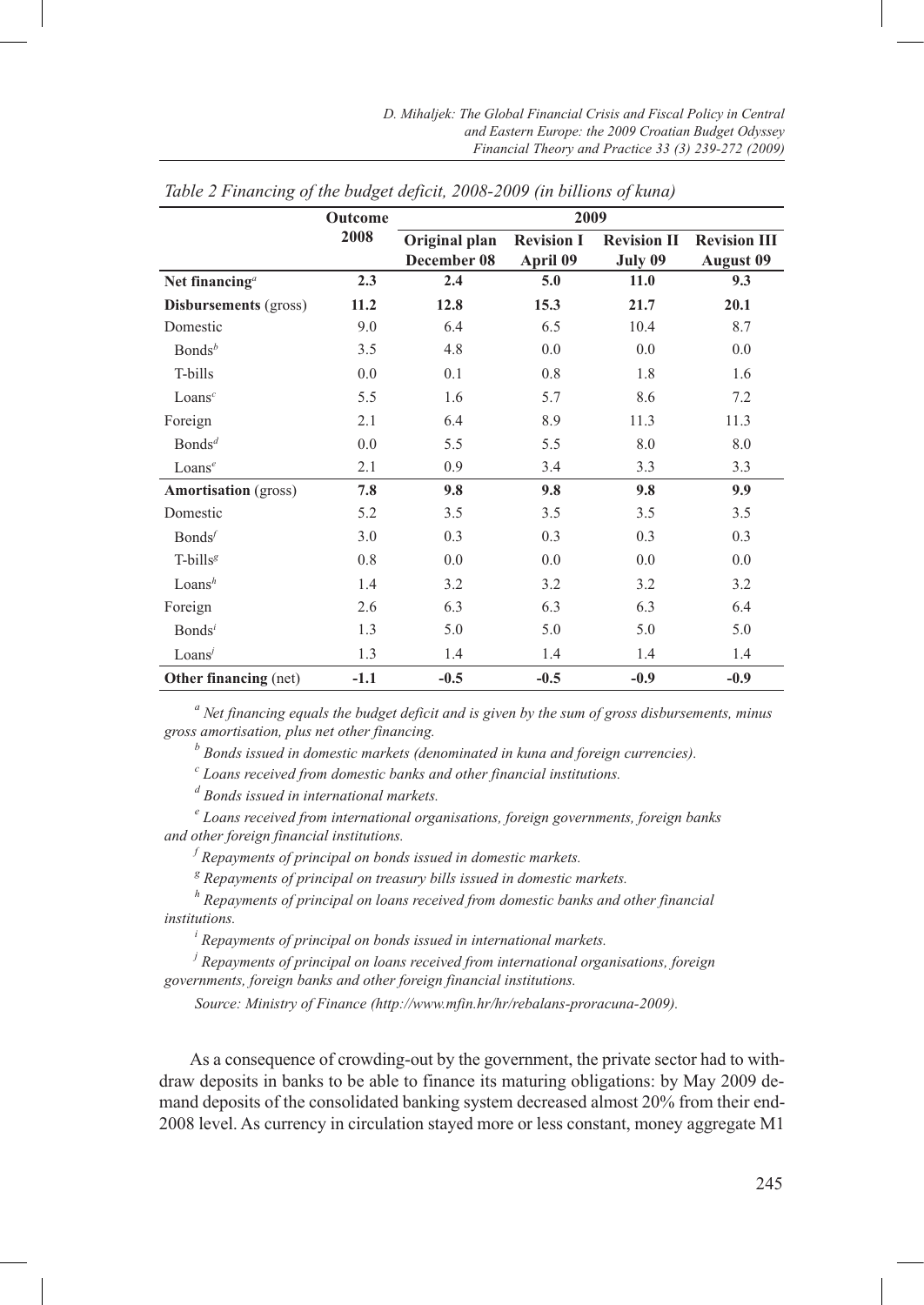*Table 2 Financing of the budget deficit, 2008-2009 (in billions of kuna)*

| | Outcome 2008 | 2009 | | | |
|---|---|---|---|---|---|
| | | Original plan December 08 | Revision I April 09 | Revision II July 09 | Revision III August 09 |
| **Net financing**[a] | **2.3** | **2.4** | **5.0** | **11.0** | **9.3** |
| **Disbursements** (gross) | **11.2** | **12.8** | **15.3** | **21.7** | **20.1** |
| Domestic | 9.0 | 6.4 | 6.5 | 10.4 | 8.7 |
| Bonds[b] | 3.5 | 4.8 | 0.0 | 0.0 | 0.0 |
| T-bills | 0.0 | 0.1 | 0.8 | 1.8 | 1.6 |
| Loans[c] | 5.5 | 1.6 | 5.7 | 8.6 | 7.2 |
| Foreign | 2.1 | 6.4 | 8.9 | 11.3 | 11.3 |
| Bonds[d] | 0.0 | 5.5 | 5.5 | 8.0 | 8.0 |
| Loans[e] | 2.1 | 0.9 | 3.4 | 3.3 | 3.3 |
| **Amortisation** (gross) | **7.8** | **9.8** | **9.8** | **9.8** | **9.9** |
| Domestic | 5.2 | 3.5 | 3.5 | 3.5 | 3.5 |
| Bonds[f] | 3.0 | 0.3 | 0.3 | 0.3 | 0.3 |
| T-bills[g] | 0.8 | 0.0 | 0.0 | 0.0 | 0.0 |
| Loans[h] | 1.4 | 3.2 | 3.2 | 3.2 | 3.2 |
| Foreign | 2.6 | 6.3 | 6.3 | 6.3 | 6.4 |
| Bonds[i] | 1.3 | 5.0 | 5.0 | 5.0 | 5.0 |
| Loans[j] | 1.3 | 1.4 | 1.4 | 1.4 | 1.4 |
| **Other financing** (net) | **-1.1** | **-0.5** | **-0.5** | **-0.9** | **-0.9** |

[a] *Net financing equals the budget deficit and is given by the sum of gross disbursements, minus gross amortisation, plus net other financing.*

[b] *Bonds issued in domestic markets (denominated in kuna and foreign currencies).*

[c] *Loans received from domestic banks and other financial institutions.*

[d] *Bonds issued in international markets.*

[e] *Loans received from international organisations, foreign governments, foreign banks and other foreign financial institutions.*

[f] *Repayments of principal on bonds issued in domestic markets.*

[g] *Repayments of principal on treasury bills issued in domestic markets.*

[h] *Repayments of principal on loans received from domestic banks and other financial institutions.*

[i] *Repayments of principal on bonds issued in international markets.*

[j] *Repayments of principal on loans received from international organisations, foreign governments, foreign banks and other foreign financial institutions.*

*Source: Ministry of Finance (http://www.mfin.hr/hr/rebalans-proracuna-2009).*

As a consequence of crowding-out by the government, the private sector had to withdraw deposits in banks to be able to finance its maturing obligations: by May 2009 demand deposits of the consolidated banking system decreased almost 20% from their end-2008 level. As currency in circulation stayed more or less constant, money aggregate M1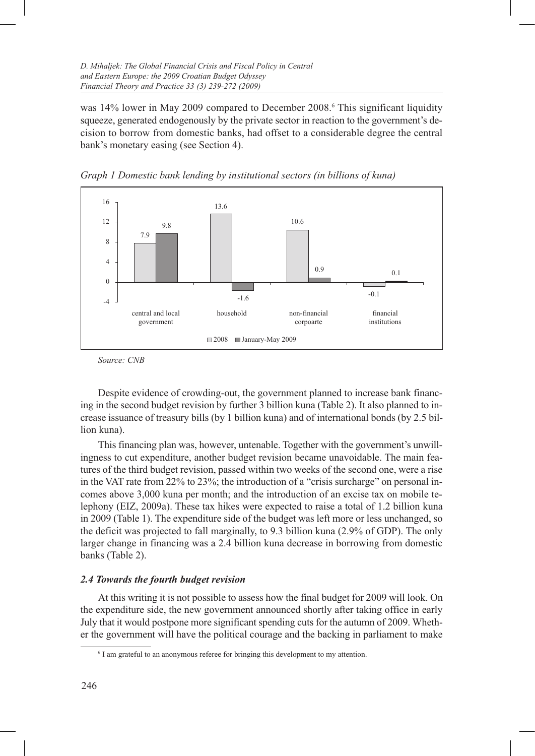was 14% lower in May 2009 compared to December 2008.[6] This significant liquidity squeeze, generated endogenously by the private sector in reaction to the government's decision to borrow from domestic banks, had offset to a considerable degree the central bank's monetary easing (see Section 4).

*Graph 1 Domestic bank lending by institutional sectors (in billions of kuna)*

| | 2008 | January-May 2009 |
|---|---|---|
| central and local government | 7.9 | 9.8 |
| household | 13.6 | -1.6 |
| non-financial corpoarte | 10.6 | 0.9 |
| financial institutions | -0.1 | 0.1 |

*Source: CNB*

Despite evidence of crowding-out, the government planned to increase bank financing in the second budget revision by further 3 billion kuna (Table 2). It also planned to increase issuance of treasury bills (by 1 billion kuna) and of international bonds (by 2.5 billion kuna).

This financing plan was, however, untenable. Together with the government's unwillingness to cut expenditure, another budget revision became unavoidable. The main features of the third budget revision, passed within two weeks of the second one, were a rise in the VAT rate from 22% to 23%; the introduction of a "crisis surcharge" on personal incomes above 3,000 kuna per month; and the introduction of an excise tax on mobile telephony (EIZ, 2009a). These tax hikes were expected to raise a total of 1.2 billion kuna in 2009 (Table 1). The expenditure side of the budget was left more or less unchanged, so the deficit was projected to fall marginally, to 9.3 billion kuna (2.9% of GDP). The only larger change in financing was a 2.4 billion kuna decrease in borrowing from domestic banks (Table 2).

### *2.4 Towards the fourth budget revision*

At this writing it is not possible to assess how the final budget for 2009 will look. On the expenditure side, the new government announced shortly after taking office in early July that it would postpone more significant spending cuts for the autumn of 2009. Whether the government will have the political courage and the backing in parliament to make

[6] I am grateful to an anonymous referee for bringing this development to my attention.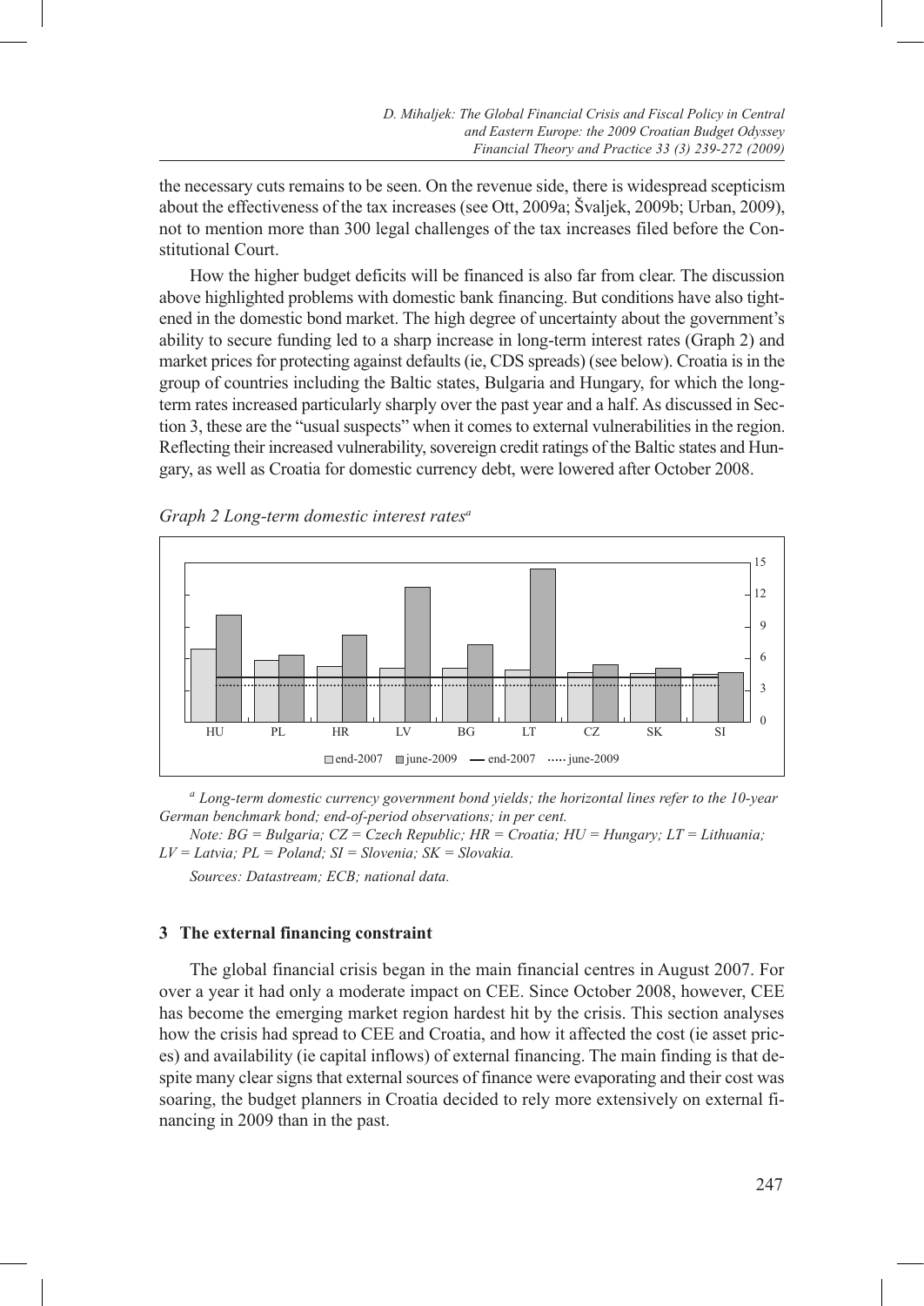the necessary cuts remains to be seen. On the revenue side, there is widespread scepticism about the effectiveness of the tax increases (see Ott, 2009a; Švaljek, 2009b; Urban, 2009), not to mention more than 300 legal challenges of the tax increases filed before the Constitutional Court.

How the higher budget deficits will be financed is also far from clear. The discussion above highlighted problems with domestic bank financing. But conditions have also tightened in the domestic bond market. The high degree of uncertainty about the government's ability to secure funding led to a sharp increase in long-term interest rates (Graph 2) and market prices for protecting against defaults (ie, CDS spreads) (see below). Croatia is in the group of countries including the Baltic states, Bulgaria and Hungary, for which the long-term rates increased particularly sharply over the past year and a half. As discussed in Section 3, these are the "usual suspects" when it comes to external vulnerabilities in the region. Reflecting their increased vulnerability, sovereign credit ratings of the Baltic states and Hungary, as well as Croatia for domestic currency debt, were lowered after October 2008.

*Graph 2 Long-term domestic interest rates*[a]

*[a] Long-term domestic currency government bond yields; the horizontal lines refer to the 10-year German benchmark bond; end-of-period observations; in per cent.*

*Note: BG = Bulgaria; CZ = Czech Republic; HR = Croatia; HU = Hungary; LT = Lithuania; LV = Latvia; PL = Poland; SI = Slovenia; SK = Slovakia.*

*Sources: Datastream; ECB; national data.*

## 3 The external financing constraint

The global financial crisis began in the main financial centres in August 2007. For over a year it had only a moderate impact on CEE. Since October 2008, however, CEE has become the emerging market region hardest hit by the crisis. This section analyses how the crisis had spread to CEE and Croatia, and how it affected the cost (ie asset prices) and availability (ie capital inflows) of external financing. The main finding is that despite many clear signs that external sources of finance were evaporating and their cost was soaring, the budget planners in Croatia decided to rely more extensively on external financing in 2009 than in the past.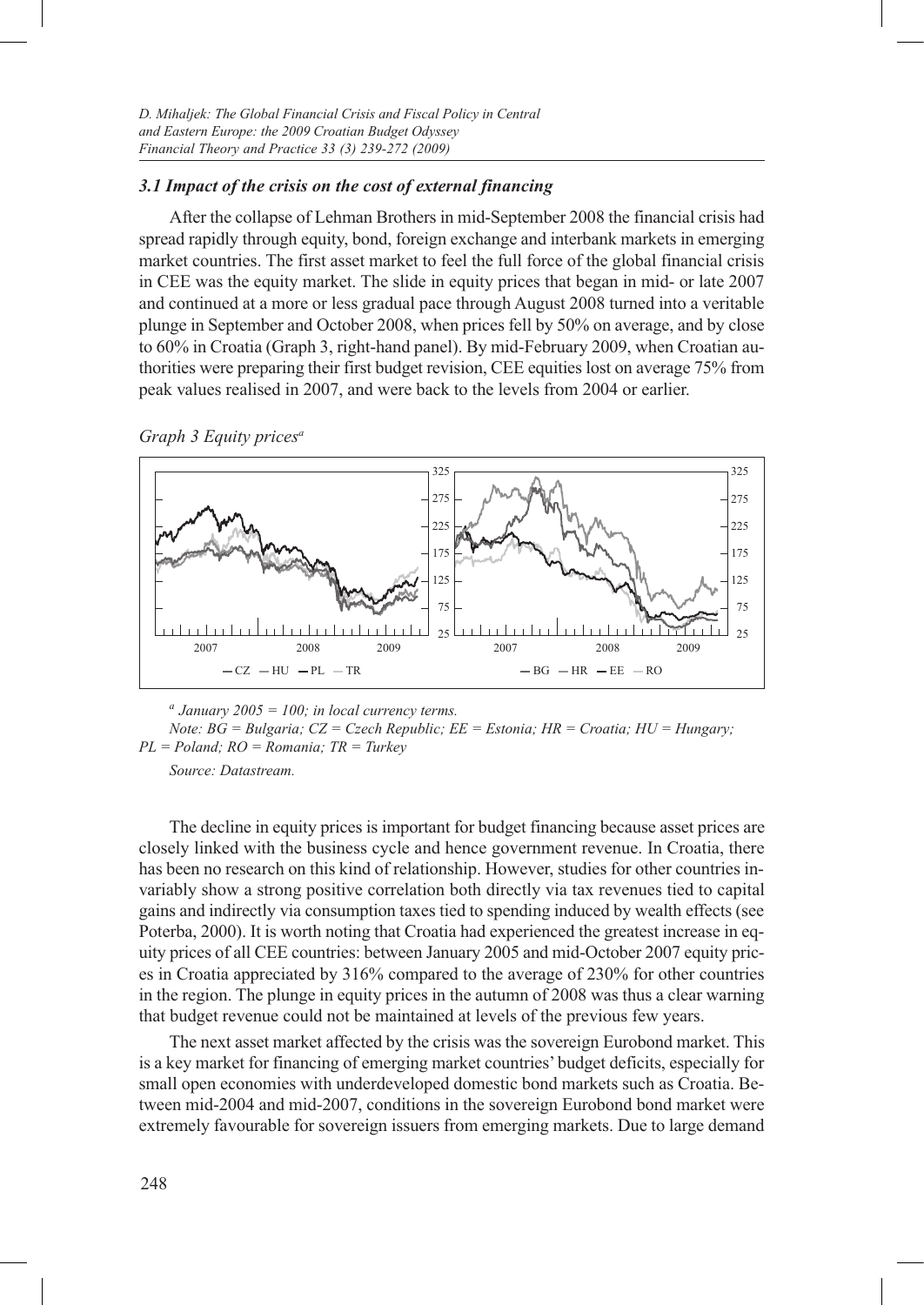### 3.1 Impact of the crisis on the cost of external financing

After the collapse of Lehman Brothers in mid-September 2008 the financial crisis had spread rapidly through equity, bond, foreign exchange and interbank markets in emerging market countries. The first asset market to feel the full force of the global financial crisis in CEE was the equity market. The slide in equity prices that began in mid- or late 2007 and continued at a more or less gradual pace through August 2008 turned into a veritable plunge in September and October 2008, when prices fell by 50% on average, and by close to 60% in Croatia (Graph 3, right-hand panel). By mid-February 2009, when Croatian authorities were preparing their first budget revision, CEE equities lost on average 75% from peak values realised in 2007, and were back to the levels from 2004 or earlier.

*Graph 3 Equity prices*[a]

[a] *January 2005 = 100; in local currency terms.*

*Note: BG = Bulgaria; CZ = Czech Republic; EE = Estonia; HR = Croatia; HU = Hungary; PL = Poland; RO = Romania; TR = Turkey*

*Source: Datastream.*

The decline in equity prices is important for budget financing because asset prices are closely linked with the business cycle and hence government revenue. In Croatia, there has been no research on this kind of relationship. However, studies for other countries invariably show a strong positive correlation both directly via tax revenues tied to capital gains and indirectly via consumption taxes tied to spending induced by wealth effects (see Poterba, 2000). It is worth noting that Croatia had experienced the greatest increase in equity prices of all CEE countries: between January 2005 and mid-October 2007 equity prices in Croatia appreciated by 316% compared to the average of 230% for other countries in the region. The plunge in equity prices in the autumn of 2008 was thus a clear warning that budget revenue could not be maintained at levels of the previous few years.

The next asset market affected by the crisis was the sovereign Eurobond market. This is a key market for financing of emerging market countries' budget deficits, especially for small open economies with underdeveloped domestic bond markets such as Croatia. Between mid-2004 and mid-2007, conditions in the sovereign Eurobond bond market were extremely favourable for sovereign issuers from emerging markets. Due to large demand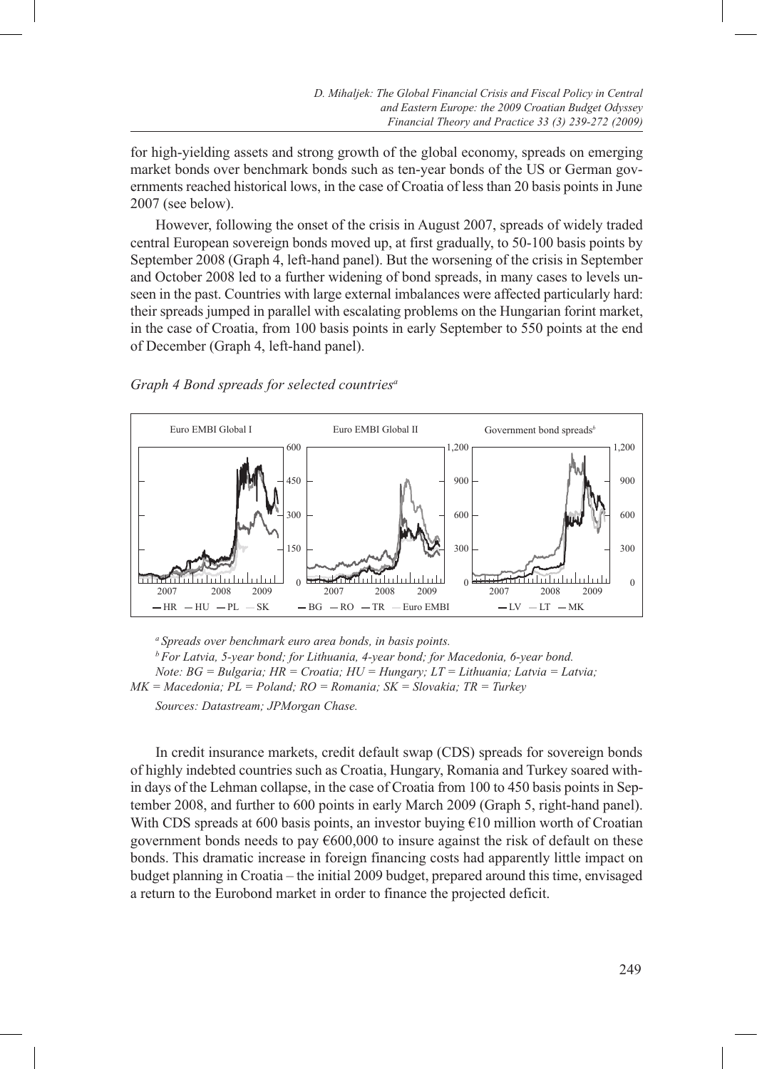for high-yielding assets and strong growth of the global economy, spreads on emerging market bonds over benchmark bonds such as ten-year bonds of the US or German governments reached historical lows, in the case of Croatia of less than 20 basis points in June 2007 (see below).

However, following the onset of the crisis in August 2007, spreads of widely traded central European sovereign bonds moved up, at first gradually, to 50-100 basis points by September 2008 (Graph 4, left-hand panel). But the worsening of the crisis in September and October 2008 led to a further widening of bond spreads, in many cases to levels unseen in the past. Countries with large external imbalances were affected particularly hard: their spreads jumped in parallel with escalating problems on the Hungarian forint market, in the case of Croatia, from 100 basis points in early September to 550 points at the end of December (Graph 4, left-hand panel).

*Graph 4 Bond spreads for selected countries*[a]

*[a] Spreads over benchmark euro area bonds, in basis points.*

*[b] For Latvia, 5-year bond; for Lithuania, 4-year bond; for Macedonia, 6-year bond.*

*Note: BG = Bulgaria; HR = Croatia; HU = Hungary; LT = Lithuania; Latvia = Latvia; MK = Macedonia; PL = Poland; RO = Romania; SK = Slovakia; TR = Turkey*

*Sources: Datastream; JPMorgan Chase.*

In credit insurance markets, credit default swap (CDS) spreads for sovereign bonds of highly indebted countries such as Croatia, Hungary, Romania and Turkey soared within days of the Lehman collapse, in the case of Croatia from 100 to 450 basis points in September 2008, and further to 600 points in early March 2009 (Graph 5, right-hand panel). With CDS spreads at 600 basis points, an investor buying €10 million worth of Croatian government bonds needs to pay €600,000 to insure against the risk of default on these bonds. This dramatic increase in foreign financing costs had apparently little impact on budget planning in Croatia – the initial 2009 budget, prepared around this time, envisaged a return to the Eurobond market in order to finance the projected deficit.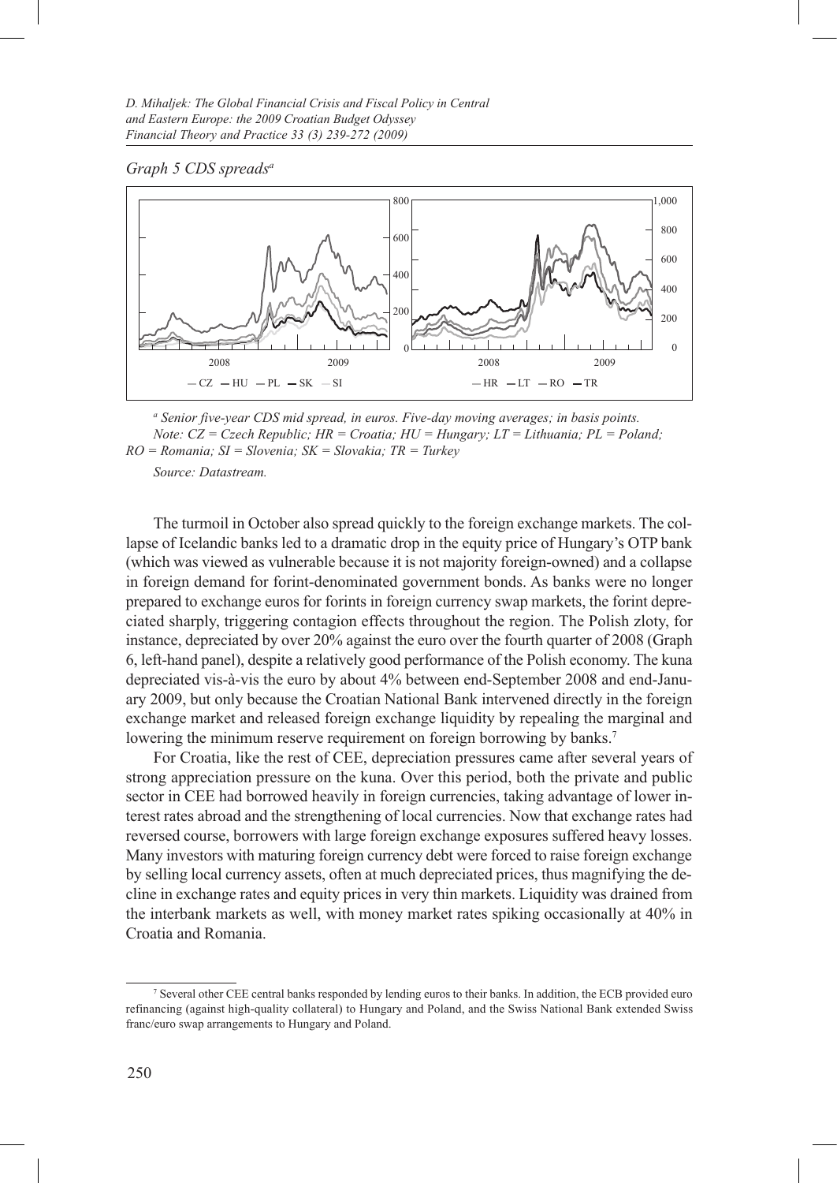*Graph 5 CDS spreads*[a]

[a] *Senior five-year CDS mid spread, in euros. Five-day moving averages; in basis points.*

*Note: CZ = Czech Republic; HR = Croatia; HU = Hungary; LT = Lithuania; PL = Poland; RO = Romania; SI = Slovenia; SK = Slovakia; TR = Turkey*

*Source: Datastream.*

The turmoil in October also spread quickly to the foreign exchange markets. The collapse of Icelandic banks led to a dramatic drop in the equity price of Hungary's OTP bank (which was viewed as vulnerable because it is not majority foreign-owned) and a collapse in foreign demand for forint-denominated government bonds. As banks were no longer prepared to exchange euros for forints in foreign currency swap markets, the forint depreciated sharply, triggering contagion effects throughout the region. The Polish zloty, for instance, depreciated by over 20% against the euro over the fourth quarter of 2008 (Graph 6, left-hand panel), despite a relatively good performance of the Polish economy. The kuna depreciated vis-à-vis the euro by about 4% between end-September 2008 and end-January 2009, but only because the Croatian National Bank intervened directly in the foreign exchange market and released foreign exchange liquidity by repealing the marginal and lowering the minimum reserve requirement on foreign borrowing by banks.[7]

For Croatia, like the rest of CEE, depreciation pressures came after several years of strong appreciation pressure on the kuna. Over this period, both the private and public sector in CEE had borrowed heavily in foreign currencies, taking advantage of lower interest rates abroad and the strengthening of local currencies. Now that exchange rates had reversed course, borrowers with large foreign exchange exposures suffered heavy losses. Many investors with maturing foreign currency debt were forced to raise foreign exchange by selling local currency assets, often at much depreciated prices, thus magnifying the decline in exchange rates and equity prices in very thin markets. Liquidity was drained from the interbank markets as well, with money market rates spiking occasionally at 40% in Croatia and Romania.

[7] Several other CEE central banks responded by lending euros to their banks. In addition, the ECB provided euro refinancing (against high-quality collateral) to Hungary and Poland, and the Swiss National Bank extended Swiss franc/euro swap arrangements to Hungary and Poland.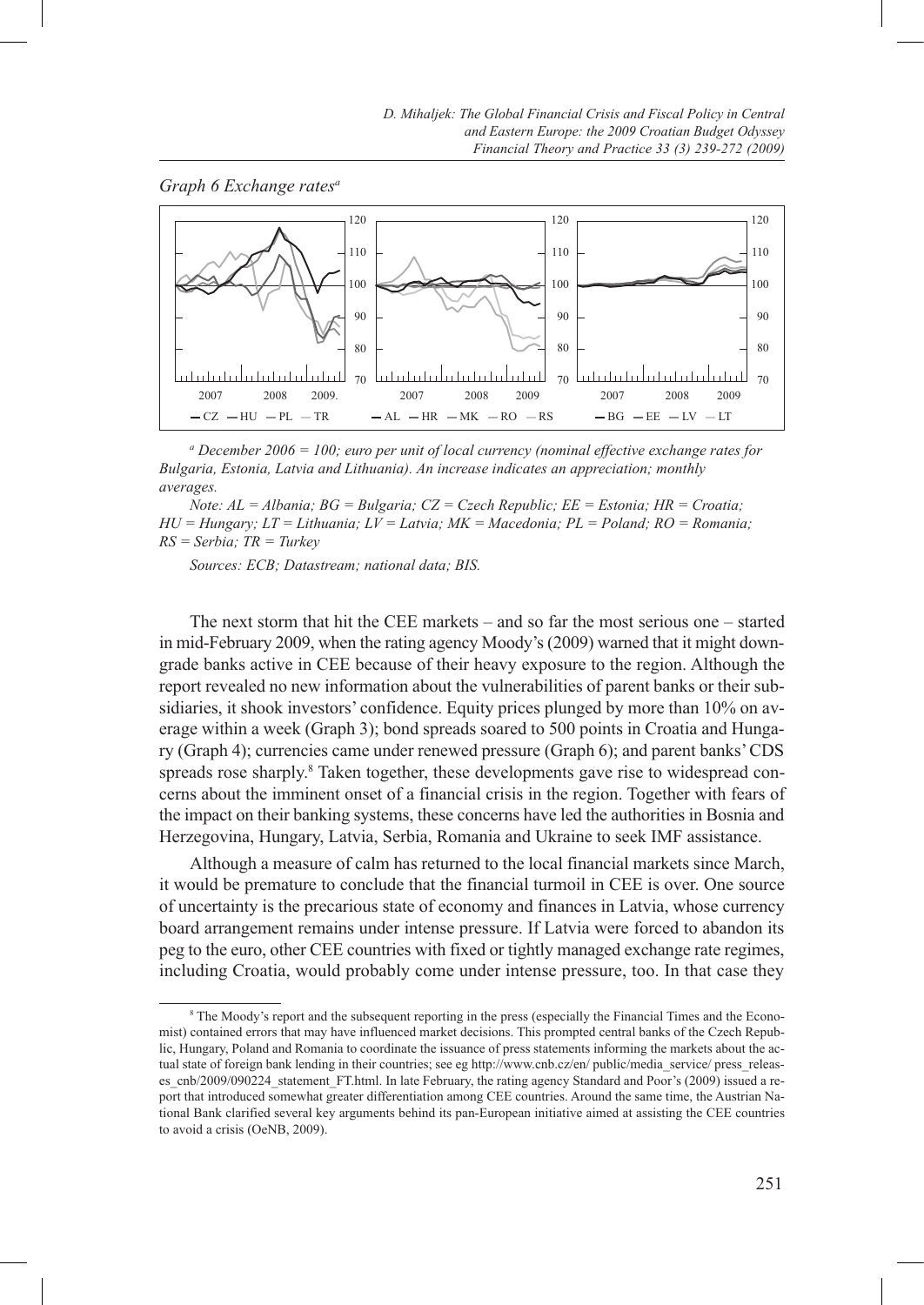*Graph 6 Exchange rates*[a]

[a] *December 2006 = 100; euro per unit of local currency (nominal effective exchange rates for Bulgaria, Estonia, Latvia and Lithuania). An increase indicates an appreciation; monthly averages.*

*Note: AL = Albania; BG = Bulgaria; CZ = Czech Republic; EE = Estonia; HR = Croatia; HU = Hungary; LT = Lithuania; LV = Latvia; MK = Macedonia; PL = Poland; RO = Romania; RS = Serbia; TR = Turkey*

*Sources: ECB; Datastream; national data; BIS.*

The next storm that hit the CEE markets – and so far the most serious one – started in mid-February 2009, when the rating agency Moody's (2009) warned that it might downgrade banks active in CEE because of their heavy exposure to the region. Although the report revealed no new information about the vulnerabilities of parent banks or their subsidiaries, it shook investors' confidence. Equity prices plunged by more than 10% on average within a week (Graph 3); bond spreads soared to 500 points in Croatia and Hungary (Graph 4); currencies came under renewed pressure (Graph 6); and parent banks' CDS spreads rose sharply.[8] Taken together, these developments gave rise to widespread concerns about the imminent onset of a financial crisis in the region. Together with fears of the impact on their banking systems, these concerns have led the authorities in Bosnia and Herzegovina, Hungary, Latvia, Serbia, Romania and Ukraine to seek IMF assistance.

Although a measure of calm has returned to the local financial markets since March, it would be premature to conclude that the financial turmoil in CEE is over. One source of uncertainty is the precarious state of economy and finances in Latvia, whose currency board arrangement remains under intense pressure. If Latvia were forced to abandon its peg to the euro, other CEE countries with fixed or tightly managed exchange rate regimes, including Croatia, would probably come under intense pressure, too. In that case they

[8] The Moody's report and the subsequent reporting in the press (especially the Financial Times and the Economist) contained errors that may have influenced market decisions. This prompted central banks of the Czech Republic, Hungary, Poland and Romania to coordinate the issuance of press statements informing the markets about the actual state of foreign bank lending in their countries; see eg http://www.cnb.cz/en/ public/media_service/ press_releases_cnb/2009/090224_statement_FT.html. In late February, the rating agency Standard and Poor's (2009) issued a report that introduced somewhat greater differentiation among CEE countries. Around the same time, the Austrian National Bank clarified several key arguments behind its pan-European initiative aimed at assisting the CEE countries to avoid a crisis (OeNB, 2009).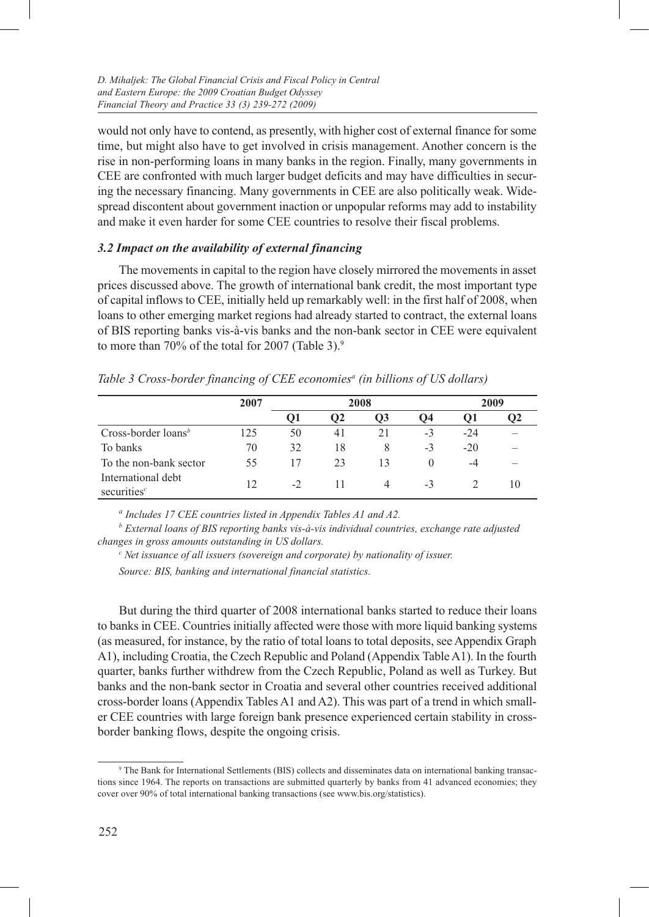would not only have to contend, as presently, with higher cost of external finance for some time, but might also have to get involved in crisis management. Another concern is the rise in non-performing loans in many banks in the region. Finally, many governments in CEE are confronted with much larger budget deficits and may have difficulties in securing the necessary financing. Many governments in CEE are also politically weak. Widespread discontent about government inaction or unpopular reforms may add to instability and make it even harder for some CEE countries to resolve their fiscal problems.

### *3.2 Impact on the availability of external financing*

The movements in capital to the region have closely mirrored the movements in asset prices discussed above. The growth of international bank credit, the most important type of capital inflows to CEE, initially held up remarkably well: in the first half of 2008, when loans to other emerging market regions had already started to contract, the external loans of BIS reporting banks vis-à-vis banks and the non-bank sector in CEE were equivalent to more than 70% of the total for 2007 (Table 3).[9]

*Table 3 Cross-border financing of CEE economies[a] (in billions of US dollars)*

| | 2007 | 2008 | | | | 2009 | |
|---|---|---|---|---|---|---|---|
| | | Q1 | Q2 | Q3 | Q4 | Q1 | Q2 |
| Cross-border loans[b] | 125 | 50 | 41 | 21 | -3 | -24 | – |
| To banks | 70 | 32 | 18 | 8 | -3 | -20 | – |
| To the non-bank sector | 55 | 17 | 23 | 13 | 0 | -4 | – |
| International debt securities[c] | 12 | -2 | 11 | 4 | -3 | 2 | 10 |

[a] Includes 17 CEE countries listed in Appendix Tables A1 and A2.

[b] External loans of BIS reporting banks vis-à-vis individual countries, exchange rate adjusted changes in gross amounts outstanding in US dollars.

[c] Net issuance of all issuers (sovereign and corporate) by nationality of issuer.

*Source: BIS, banking and international financial statistics.*

But during the third quarter of 2008 international banks started to reduce their loans to banks in CEE. Countries initially affected were those with more liquid banking systems (as measured, for instance, by the ratio of total loans to total deposits, see Appendix Graph A1), including Croatia, the Czech Republic and Poland (Appendix Table A1). In the fourth quarter, banks further withdrew from the Czech Republic, Poland as well as Turkey. But banks and the non-bank sector in Croatia and several other countries received additional cross-border loans (Appendix Tables A1 and A2). This was part of a trend in which smaller CEE countries with large foreign bank presence experienced certain stability in cross-border banking flows, despite the ongoing crisis.

[9] The Bank for International Settlements (BIS) collects and disseminates data on international banking transactions since 1964. The reports on transactions are submitted quarterly by banks from 41 advanced economies; they cover over 90% of total international banking transactions (see www.bis.org/statistics).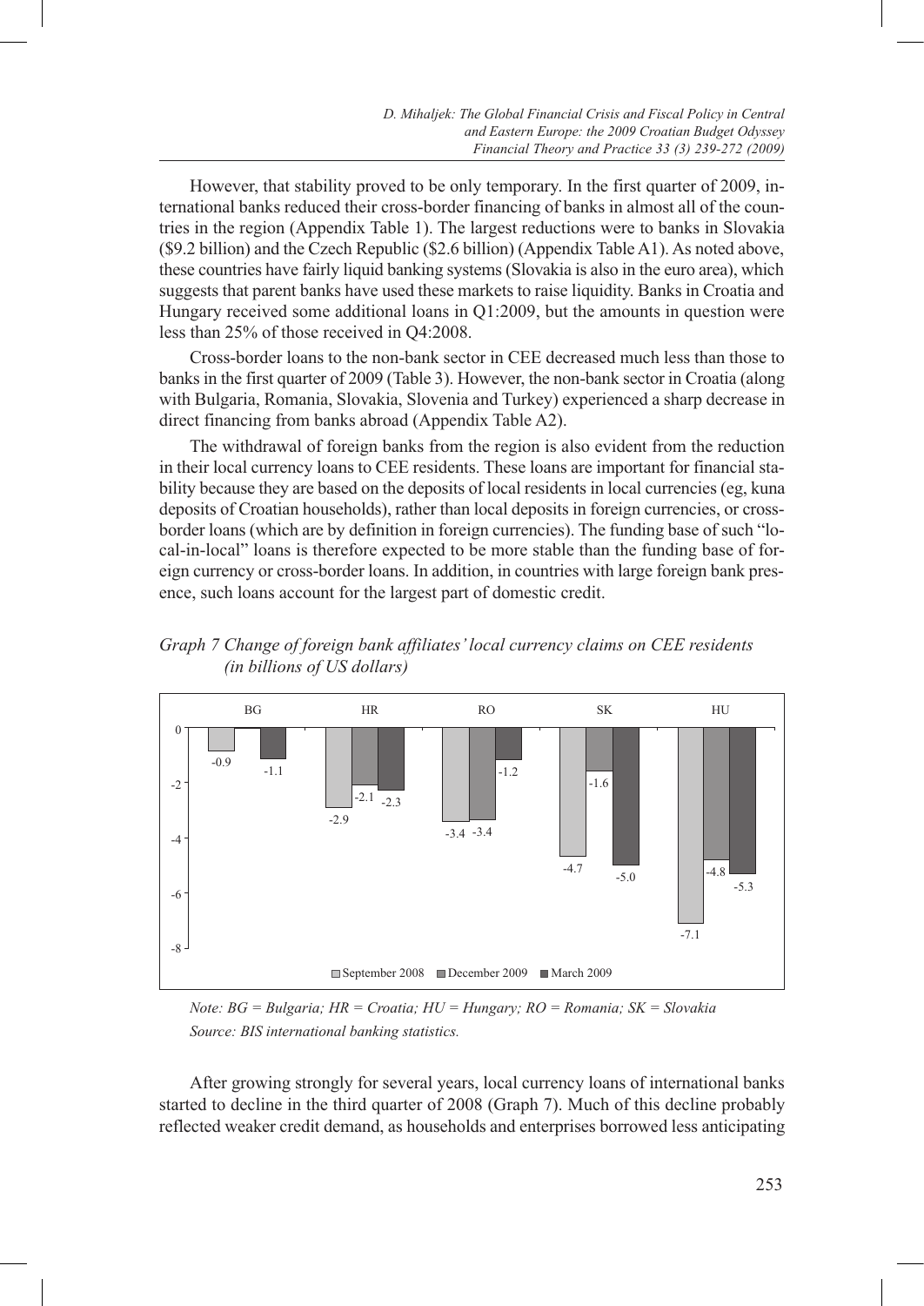However, that stability proved to be only temporary. In the first quarter of 2009, international banks reduced their cross-border financing of banks in almost all of the countries in the region (Appendix Table 1). The largest reductions were to banks in Slovakia ($9.2 billion) and the Czech Republic ($2.6 billion) (Appendix Table A1). As noted above, these countries have fairly liquid banking systems (Slovakia is also in the euro area), which suggests that parent banks have used these markets to raise liquidity. Banks in Croatia and Hungary received some additional loans in Q1:2009, but the amounts in question were less than 25% of those received in Q4:2008.

Cross-border loans to the non-bank sector in CEE decreased much less than those to banks in the first quarter of 2009 (Table 3). However, the non-bank sector in Croatia (along with Bulgaria, Romania, Slovakia, Slovenia and Turkey) experienced a sharp decrease in direct financing from banks abroad (Appendix Table A2).

The withdrawal of foreign banks from the region is also evident from the reduction in their local currency loans to CEE residents. These loans are important for financial stability because they are based on the deposits of local residents in local currencies (eg, kuna deposits of Croatian households), rather than local deposits in foreign currencies, or cross-border loans (which are by definition in foreign currencies). The funding base of such "local-in-local" loans is therefore expected to be more stable than the funding base of foreign currency or cross-border loans. In addition, in countries with large foreign bank presence, such loans account for the largest part of domestic credit.

*Graph 7 Change of foreign bank affiliates' local currency claims on CEE residents (in billions of US dollars)*

| | BG | HR | RO | SK | HU |
|---|---|---|---|---|---|
| September 2008 | -0.9 | -2.9 | -3.4 | -4.7 | -7.1 |
| December 2009 | | -2.1 | -3.4 | -1.6 | -4.8 |
| March 2009 | -1.1 | -2.3 | -1.2 | -5.0 | -5.3 |

*Note: BG = Bulgaria; HR = Croatia; HU = Hungary; RO = Romania; SK = Slovakia*
*Source: BIS international banking statistics.*

After growing strongly for several years, local currency loans of international banks started to decline in the third quarter of 2008 (Graph 7). Much of this decline probably reflected weaker credit demand, as households and enterprises borrowed less anticipating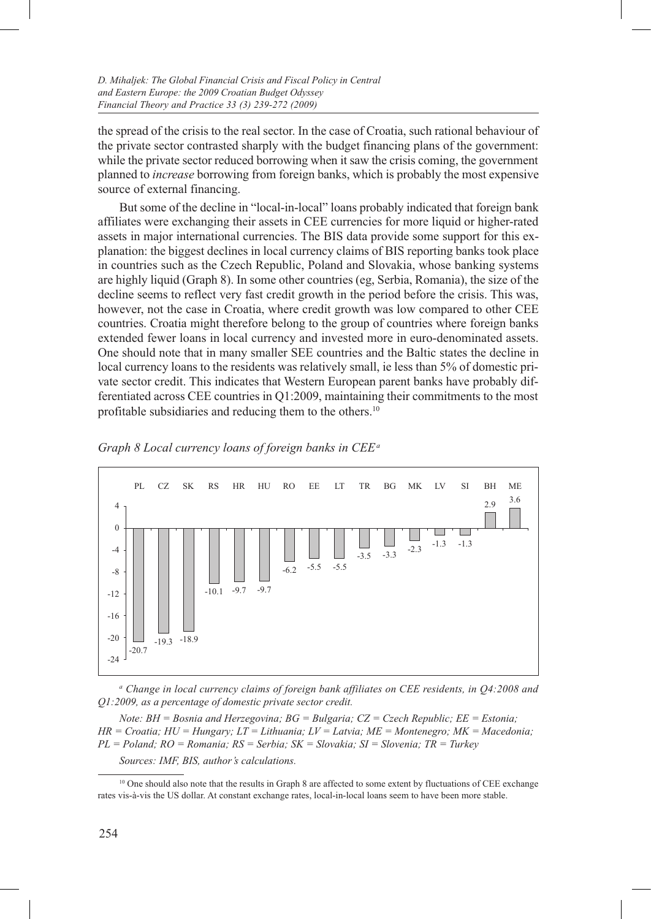the spread of the crisis to the real sector. In the case of Croatia, such rational behaviour of the private sector contrasted sharply with the budget financing plans of the government: while the private sector reduced borrowing when it saw the crisis coming, the government planned to *increase* borrowing from foreign banks, which is probably the most expensive source of external financing.

But some of the decline in "local-in-local" loans probably indicated that foreign bank affiliates were exchanging their assets in CEE currencies for more liquid or higher-rated assets in major international currencies. The BIS data provide some support for this explanation: the biggest declines in local currency claims of BIS reporting banks took place in countries such as the Czech Republic, Poland and Slovakia, whose banking systems are highly liquid (Graph 8). In some other countries (eg, Serbia, Romania), the size of the decline seems to reflect very fast credit growth in the period before the crisis. This was, however, not the case in Croatia, where credit growth was low compared to other CEE countries. Croatia might therefore belong to the group of countries where foreign banks extended fewer loans in local currency and invested more in euro-denominated assets. One should note that in many smaller SEE countries and the Baltic states the decline in local currency loans to the residents was relatively small, ie less than 5% of domestic private sector credit. This indicates that Western European parent banks have probably differentiated across CEE countries in Q1:2009, maintaining their commitments to the most profitable subsidiaries and reducing them to the others.[10]

*Graph 8 Local currency loans of foreign banks in CEE*[a]

| PL | CZ | SK | RS | HR | HU | RO | EE | LT | TR | BG | MK | LV | SI | BH | ME |
|---|---|---|---|---|---|---|---|---|---|---|---|---|---|---|---|
| -20.7 | -19.3 | -18.9 | -10.1 | -9.7 | -9.7 | -6.2 | -5.5 | -5.5 | -3.5 | -3.3 | -2.3 | -1.3 | -1.3 | 2.9 | 3.6 |

[a] *Change in local currency claims of foreign bank affiliates on CEE residents, in Q4:2008 and Q1:2009, as a percentage of domestic private sector credit.*

*Note: BH = Bosnia and Herzegovina; BG = Bulgaria; CZ = Czech Republic; EE = Estonia; HR = Croatia; HU = Hungary; LT = Lithuania; LV = Latvia; ME = Montenegro; MK = Macedonia; PL = Poland; RO = Romania; RS = Serbia; SK = Slovakia; SI = Slovenia; TR = Turkey*

*Sources: IMF, BIS, author's calculations.*

[10] One should also note that the results in Graph 8 are affected to some extent by fluctuations of CEE exchange rates vis-à-vis the US dollar. At constant exchange rates, local-in-local loans seem to have been more stable.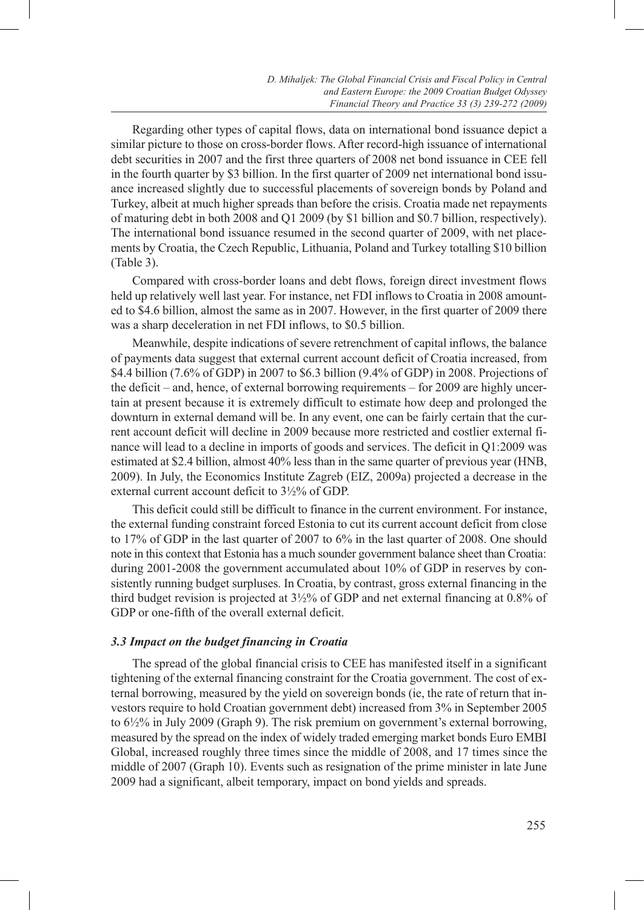Regarding other types of capital flows, data on international bond issuance depict a similar picture to those on cross-border flows. After record-high issuance of international debt securities in 2007 and the first three quarters of 2008 net bond issuance in CEE fell in the fourth quarter by \$3 billion. In the first quarter of 2009 net international bond issuance increased slightly due to successful placements of sovereign bonds by Poland and Turkey, albeit at much higher spreads than before the crisis. Croatia made net repayments of maturing debt in both 2008 and Q1 2009 (by \$1 billion and \$0.7 billion, respectively). The international bond issuance resumed in the second quarter of 2009, with net placements by Croatia, the Czech Republic, Lithuania, Poland and Turkey totalling \$10 billion (Table 3).

Compared with cross-border loans and debt flows, foreign direct investment flows held up relatively well last year. For instance, net FDI inflows to Croatia in 2008 amounted to \$4.6 billion, almost the same as in 2007. However, in the first quarter of 2009 there was a sharp deceleration in net FDI inflows, to \$0.5 billion.

Meanwhile, despite indications of severe retrenchment of capital inflows, the balance of payments data suggest that external current account deficit of Croatia increased, from \$4.4 billion (7.6% of GDP) in 2007 to \$6.3 billion (9.4% of GDP) in 2008. Projections of the deficit – and, hence, of external borrowing requirements – for 2009 are highly uncertain at present because it is extremely difficult to estimate how deep and prolonged the downturn in external demand will be. In any event, one can be fairly certain that the current account deficit will decline in 2009 because more restricted and costlier external finance will lead to a decline in imports of goods and services. The deficit in Q1:2009 was estimated at \$2.4 billion, almost 40% less than in the same quarter of previous year (HNB, 2009). In July, the Economics Institute Zagreb (EIZ, 2009a) projected a decrease in the external current account deficit to 3½% of GDP.

This deficit could still be difficult to finance in the current environment. For instance, the external funding constraint forced Estonia to cut its current account deficit from close to 17% of GDP in the last quarter of 2007 to 6% in the last quarter of 2008. One should note in this context that Estonia has a much sounder government balance sheet than Croatia: during 2001-2008 the government accumulated about 10% of GDP in reserves by consistently running budget surpluses. In Croatia, by contrast, gross external financing in the third budget revision is projected at 3½% of GDP and net external financing at 0.8% of GDP or one-fifth of the overall external deficit.

### *3.3 Impact on the budget financing in Croatia*

The spread of the global financial crisis to CEE has manifested itself in a significant tightening of the external financing constraint for the Croatia government. The cost of external borrowing, measured by the yield on sovereign bonds (ie, the rate of return that investors require to hold Croatian government debt) increased from 3% in September 2005 to 6½% in July 2009 (Graph 9). The risk premium on government's external borrowing, measured by the spread on the index of widely traded emerging market bonds Euro EMBI Global, increased roughly three times since the middle of 2008, and 17 times since the middle of 2007 (Graph 10). Events such as resignation of the prime minister in late June 2009 had a significant, albeit temporary, impact on bond yields and spreads.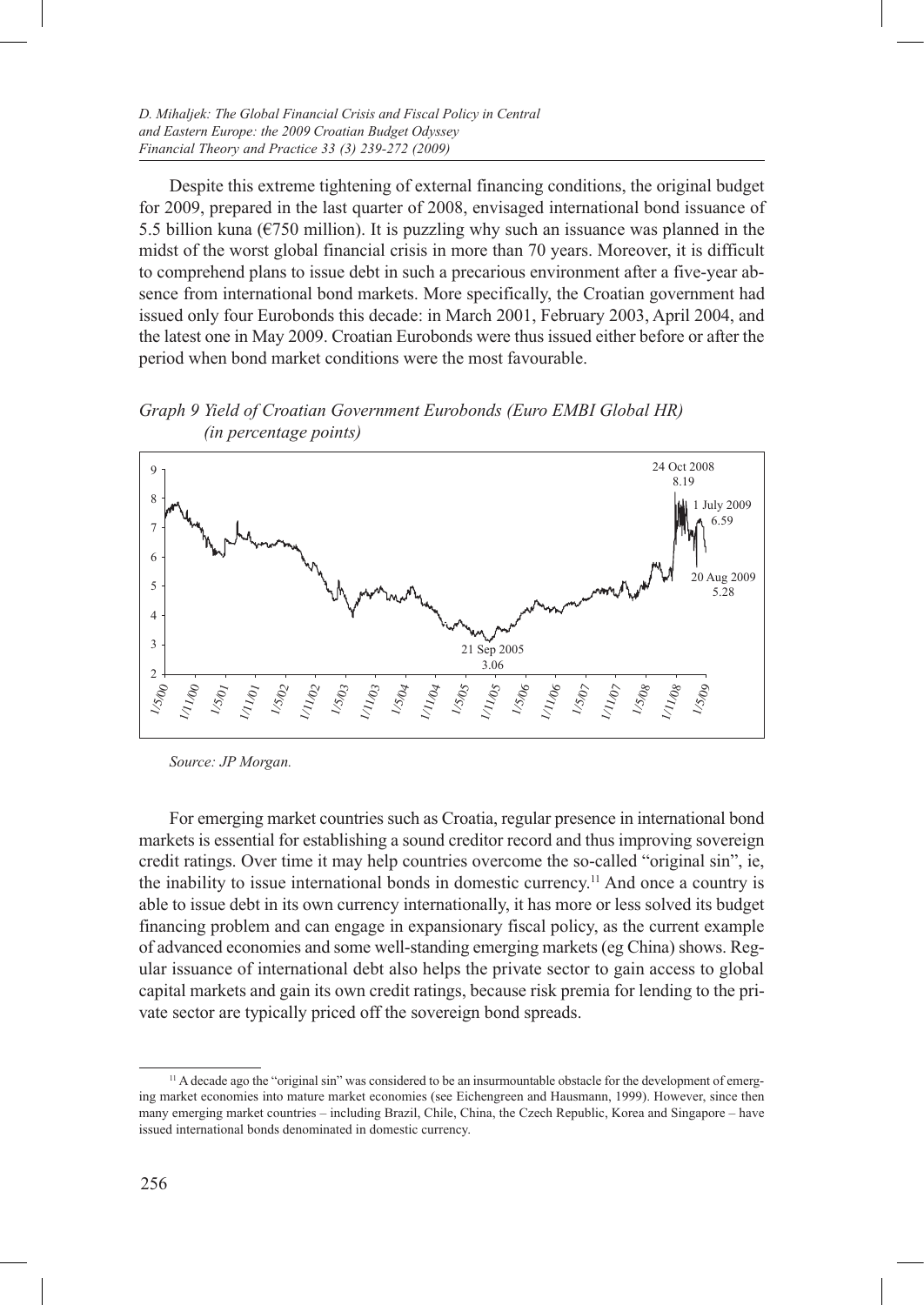Despite this extreme tightening of external financing conditions, the original budget for 2009, prepared in the last quarter of 2008, envisaged international bond issuance of 5.5 billion kuna (€750 million). It is puzzling why such an issuance was planned in the midst of the worst global financial crisis in more than 70 years. Moreover, it is difficult to comprehend plans to issue debt in such a precarious environment after a five-year absence from international bond markets. More specifically, the Croatian government had issued only four Eurobonds this decade: in March 2001, February 2003, April 2004, and the latest one in May 2009. Croatian Eurobonds were thus issued either before or after the period when bond market conditions were the most favourable.

*Graph 9 Yield of Croatian Government Eurobonds (Euro EMBI Global HR) (in percentage points)*

*Source: JP Morgan.*

For emerging market countries such as Croatia, regular presence in international bond markets is essential for establishing a sound creditor record and thus improving sovereign credit ratings. Over time it may help countries overcome the so-called "original sin", ie, the inability to issue international bonds in domestic currency.[11] And once a country is able to issue debt in its own currency internationally, it has more or less solved its budget financing problem and can engage in expansionary fiscal policy, as the current example of advanced economies and some well-standing emerging markets (eg China) shows. Regular issuance of international debt also helps the private sector to gain access to global capital markets and gain its own credit ratings, because risk premia for lending to the private sector are typically priced off the sovereign bond spreads.

[11] A decade ago the "original sin" was considered to be an insurmountable obstacle for the development of emerging market economies into mature market economies (see Eichengreen and Hausmann, 1999). However, since then many emerging market countries – including Brazil, Chile, China, the Czech Republic, Korea and Singapore – have issued international bonds denominated in domestic currency.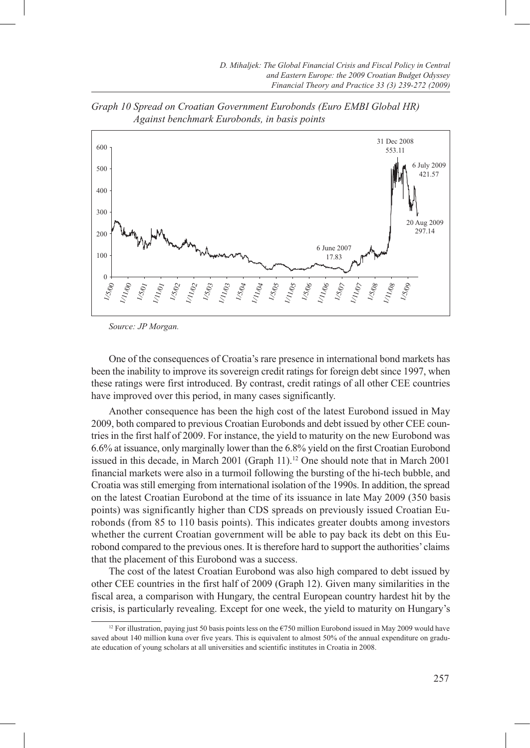*Graph 10 Spread on Croatian Government Eurobonds (Euro EMBI Global HR) Against benchmark Eurobonds, in basis points*

*Source: JP Morgan.*

One of the consequences of Croatia's rare presence in international bond markets has been the inability to improve its sovereign credit ratings for foreign debt since 1997, when these ratings were first introduced. By contrast, credit ratings of all other CEE countries have improved over this period, in many cases significantly.

Another consequence has been the high cost of the latest Eurobond issued in May 2009, both compared to previous Croatian Eurobonds and debt issued by other CEE countries in the first half of 2009. For instance, the yield to maturity on the new Eurobond was 6.6% at issuance, only marginally lower than the 6.8% yield on the first Croatian Eurobond issued in this decade, in March 2001 (Graph 11).[12] One should note that in March 2001 financial markets were also in a turmoil following the bursting of the hi-tech bubble, and Croatia was still emerging from international isolation of the 1990s. In addition, the spread on the latest Croatian Eurobond at the time of its issuance in late May 2009 (350 basis points) was significantly higher than CDS spreads on previously issued Croatian Eurobonds (from 85 to 110 basis points). This indicates greater doubts among investors whether the current Croatian government will be able to pay back its debt on this Eurobond compared to the previous ones. It is therefore hard to support the authorities' claims that the placement of this Eurobond was a success.

The cost of the latest Croatian Eurobond was also high compared to debt issued by other CEE countries in the first half of 2009 (Graph 12). Given many similarities in the fiscal area, a comparison with Hungary, the central European country hardest hit by the crisis, is particularly revealing. Except for one week, the yield to maturity on Hungary's

[12] For illustration, paying just 50 basis points less on the €750 million Eurobond issued in May 2009 would have saved about 140 million kuna over five years. This is equivalent to almost 50% of the annual expenditure on graduate education of young scholars at all universities and scientific institutes in Croatia in 2008.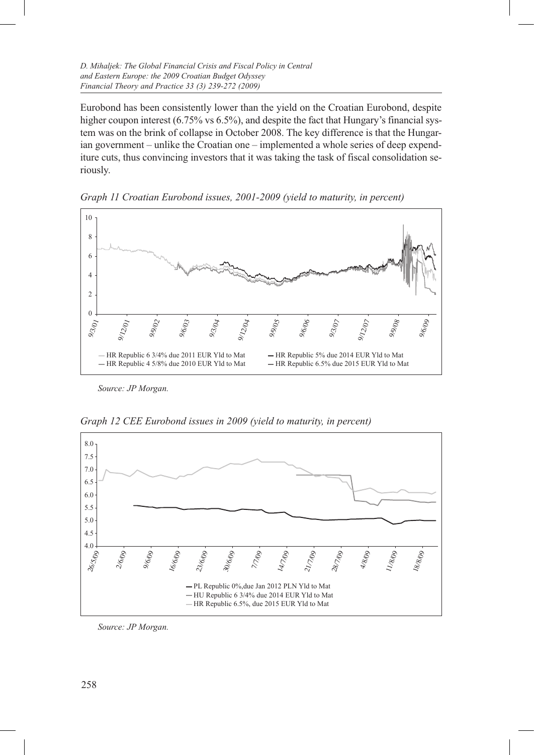Eurobond has been consistently lower than the yield on the Croatian Eurobond, despite higher coupon interest (6.75% vs 6.5%), and despite the fact that Hungary's financial system was on the brink of collapse in October 2008. The key difference is that the Hungarian government – unlike the Croatian one – implemented a whole series of deep expenditure cuts, thus convincing investors that it was taking the task of fiscal consolidation seriously.

*Graph 11 Croatian Eurobond issues, 2001-2009 (yield to maturity, in percent)*

— HR Republic 6 3/4% due 2011 EUR Yld to Mat
— HR Republic 4 5/8% due 2010 EUR Yld to Mat
— HR Republic 5% due 2014 EUR Yld to Mat
— HR Republic 6.5% due 2015 EUR Yld to Mat

*Source: JP Morgan.*

*Graph 12 CEE Eurobond issues in 2009 (yield to maturity, in percent)*

— PL Republic 0%,due Jan 2012 PLN Yld to Mat
— HU Republic 6 3/4% due 2014 EUR Yld to Mat
— HR Republic 6.5%, due 2015 EUR Yld to Mat

*Source: JP Morgan.*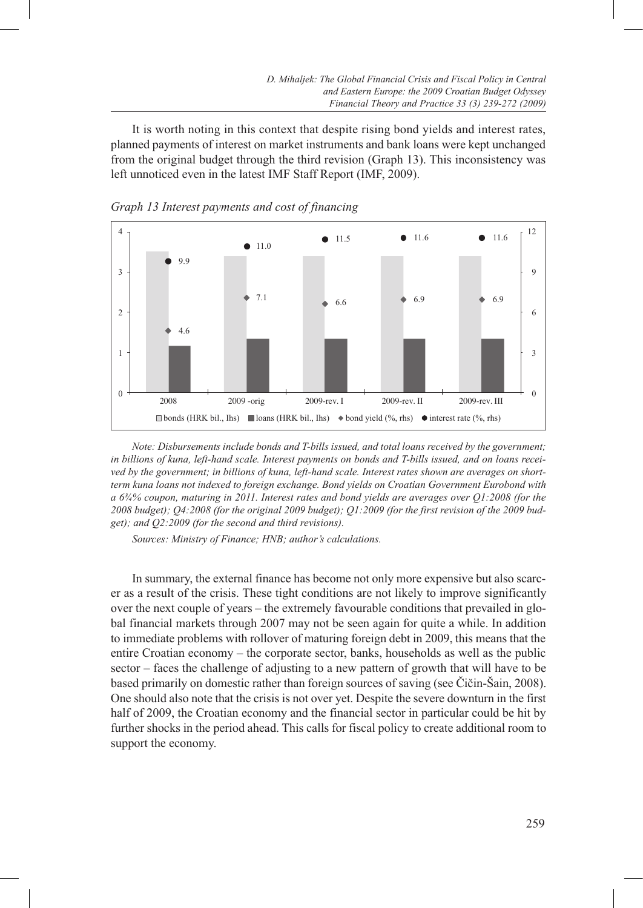It is worth noting in this context that despite rising bond yields and interest rates, planned payments of interest on market instruments and bank loans were kept unchanged from the original budget through the third revision (Graph 13). This inconsistency was left unnoticed even in the latest IMF Staff Report (IMF, 2009).

*Graph 13 Interest payments and cost of financing*

| | bonds (HRK bil., lhs) | loans (HRK bil., lhs) | bond yield (%, rhs) | interest rate (%, rhs) |
|---|---|---|---|---|
| 2008 | | | 4.6 | 9.9 |
| 2009 -orig | | | 7.1 | 11.0 |
| 2009-rev. I | | | 6.6 | 11.5 |
| 2009-rev. II | | | 6.9 | 11.6 |
| 2009-rev. III | | | 6.9 | 11.6 |

*Note: Disbursements include bonds and T-bills issued, and total loans received by the government; in billions of kuna, left-hand scale. Interest payments on bonds and T-bills issued, and on loans received by the government; in billions of kuna, left-hand scale. Interest rates shown are averages on short-term kuna loans not indexed to foreign exchange. Bond yields on Croatian Government Eurobond with a 6¾% coupon, maturing in 2011. Interest rates and bond yields are averages over Q1:2008 (for the 2008 budget); Q4:2008 (for the original 2009 budget); Q1:2009 (for the first revision of the 2009 budget); and Q2:2009 (for the second and third revisions).*

*Sources: Ministry of Finance; HNB; author's calculations.*

In summary, the external finance has become not only more expensive but also scarcer as a result of the crisis. These tight conditions are not likely to improve significantly over the next couple of years – the extremely favourable conditions that prevailed in global financial markets through 2007 may not be seen again for quite a while. In addition to immediate problems with rollover of maturing foreign debt in 2009, this means that the entire Croatian economy – the corporate sector, banks, households as well as the public sector – faces the challenge of adjusting to a new pattern of growth that will have to be based primarily on domestic rather than foreign sources of saving (see Čičin-Šain, 2008). One should also note that the crisis is not over yet. Despite the severe downturn in the first half of 2009, the Croatian economy and the financial sector in particular could be hit by further shocks in the period ahead. This calls for fiscal policy to create additional room to support the economy.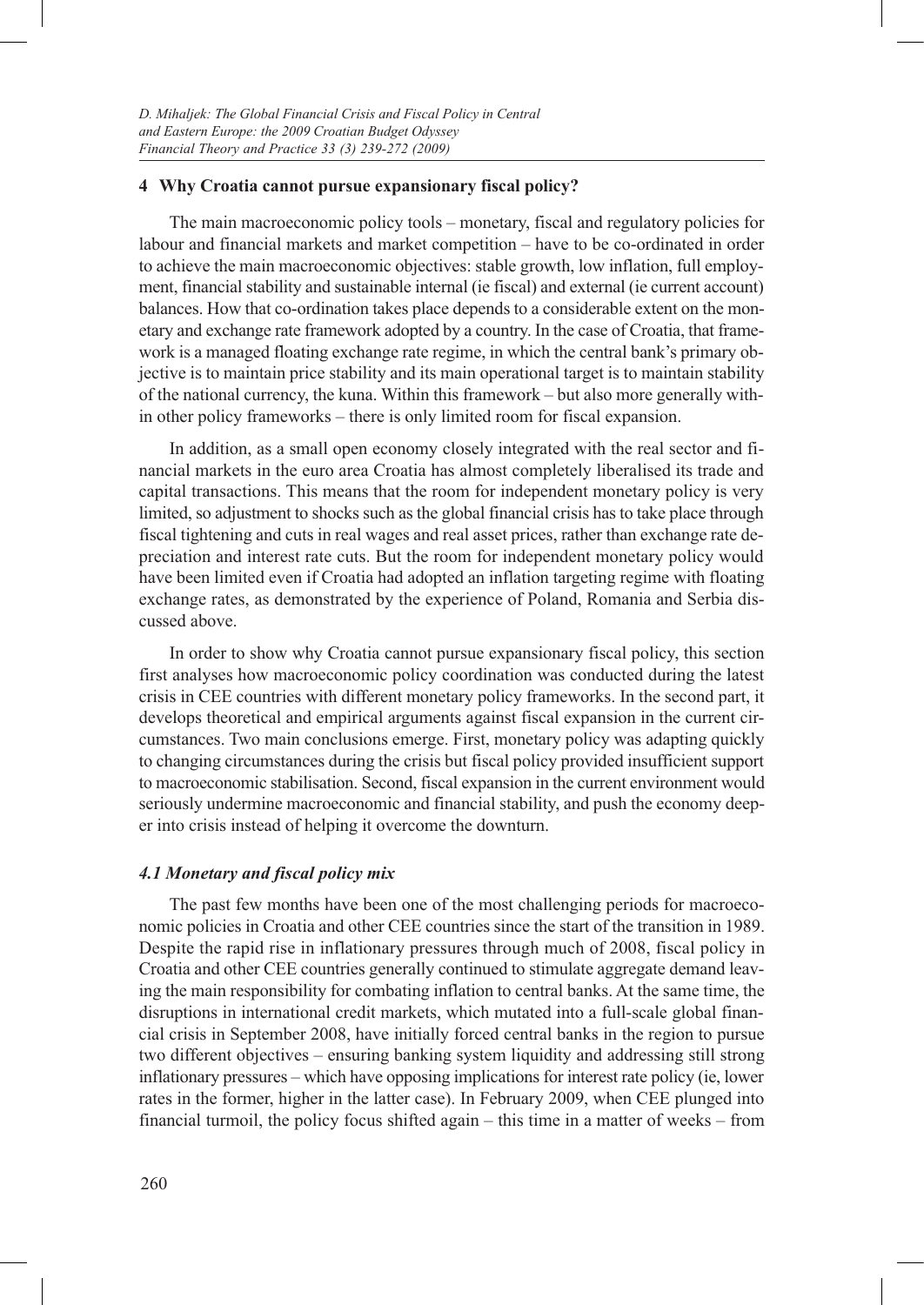## 4 Why Croatia cannot pursue expansionary fiscal policy?

The main macroeconomic policy tools – monetary, fiscal and regulatory policies for labour and financial markets and market competition – have to be co-ordinated in order to achieve the main macroeconomic objectives: stable growth, low inflation, full employment, financial stability and sustainable internal (ie fiscal) and external (ie current account) balances. How that co-ordination takes place depends to a considerable extent on the monetary and exchange rate framework adopted by a country. In the case of Croatia, that framework is a managed floating exchange rate regime, in which the central bank's primary objective is to maintain price stability and its main operational target is to maintain stability of the national currency, the kuna. Within this framework – but also more generally within other policy frameworks – there is only limited room for fiscal expansion.

In addition, as a small open economy closely integrated with the real sector and financial markets in the euro area Croatia has almost completely liberalised its trade and capital transactions. This means that the room for independent monetary policy is very limited, so adjustment to shocks such as the global financial crisis has to take place through fiscal tightening and cuts in real wages and real asset prices, rather than exchange rate depreciation and interest rate cuts. But the room for independent monetary policy would have been limited even if Croatia had adopted an inflation targeting regime with floating exchange rates, as demonstrated by the experience of Poland, Romania and Serbia discussed above.

In order to show why Croatia cannot pursue expansionary fiscal policy, this section first analyses how macroeconomic policy coordination was conducted during the latest crisis in CEE countries with different monetary policy frameworks. In the second part, it develops theoretical and empirical arguments against fiscal expansion in the current circumstances. Two main conclusions emerge. First, monetary policy was adapting quickly to changing circumstances during the crisis but fiscal policy provided insufficient support to macroeconomic stabilisation. Second, fiscal expansion in the current environment would seriously undermine macroeconomic and financial stability, and push the economy deeper into crisis instead of helping it overcome the downturn.

### *4.1 Monetary and fiscal policy mix*

The past few months have been one of the most challenging periods for macroeconomic policies in Croatia and other CEE countries since the start of the transition in 1989. Despite the rapid rise in inflationary pressures through much of 2008, fiscal policy in Croatia and other CEE countries generally continued to stimulate aggregate demand leaving the main responsibility for combating inflation to central banks. At the same time, the disruptions in international credit markets, which mutated into a full-scale global financial crisis in September 2008, have initially forced central banks in the region to pursue two different objectives – ensuring banking system liquidity and addressing still strong inflationary pressures – which have opposing implications for interest rate policy (ie, lower rates in the former, higher in the latter case). In February 2009, when CEE plunged into financial turmoil, the policy focus shifted again – this time in a matter of weeks – from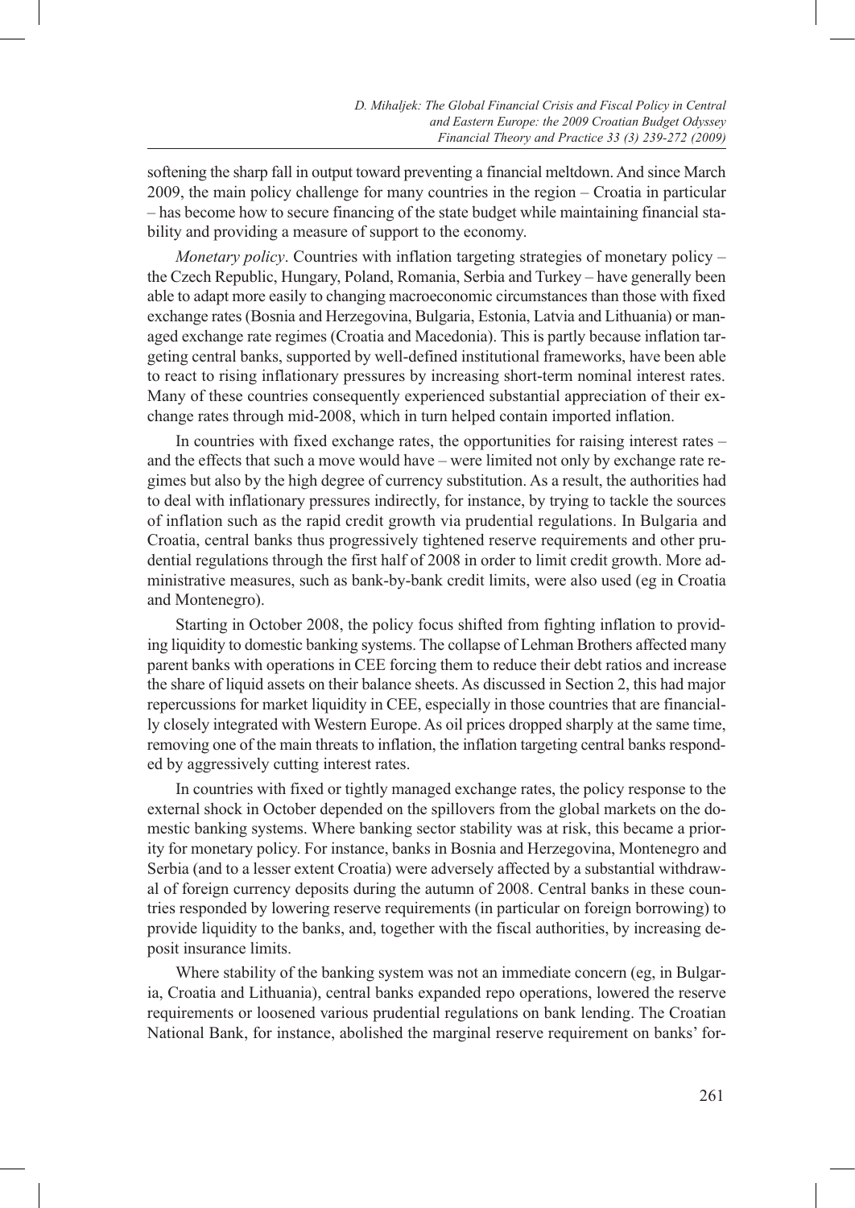softening the sharp fall in output toward preventing a financial meltdown. And since March 2009, the main policy challenge for many countries in the region – Croatia in particular – has become how to secure financing of the state budget while maintaining financial stability and providing a measure of support to the economy.

*Monetary policy*. Countries with inflation targeting strategies of monetary policy – the Czech Republic, Hungary, Poland, Romania, Serbia and Turkey – have generally been able to adapt more easily to changing macroeconomic circumstances than those with fixed exchange rates (Bosnia and Herzegovina, Bulgaria, Estonia, Latvia and Lithuania) or managed exchange rate regimes (Croatia and Macedonia). This is partly because inflation targeting central banks, supported by well-defined institutional frameworks, have been able to react to rising inflationary pressures by increasing short-term nominal interest rates. Many of these countries consequently experienced substantial appreciation of their exchange rates through mid-2008, which in turn helped contain imported inflation.

In countries with fixed exchange rates, the opportunities for raising interest rates – and the effects that such a move would have – were limited not only by exchange rate regimes but also by the high degree of currency substitution. As a result, the authorities had to deal with inflationary pressures indirectly, for instance, by trying to tackle the sources of inflation such as the rapid credit growth via prudential regulations. In Bulgaria and Croatia, central banks thus progressively tightened reserve requirements and other prudential regulations through the first half of 2008 in order to limit credit growth. More administrative measures, such as bank-by-bank credit limits, were also used (eg in Croatia and Montenegro).

Starting in October 2008, the policy focus shifted from fighting inflation to providing liquidity to domestic banking systems. The collapse of Lehman Brothers affected many parent banks with operations in CEE forcing them to reduce their debt ratios and increase the share of liquid assets on their balance sheets. As discussed in Section 2, this had major repercussions for market liquidity in CEE, especially in those countries that are financially closely integrated with Western Europe. As oil prices dropped sharply at the same time, removing one of the main threats to inflation, the inflation targeting central banks responded by aggressively cutting interest rates.

In countries with fixed or tightly managed exchange rates, the policy response to the external shock in October depended on the spillovers from the global markets on the domestic banking systems. Where banking sector stability was at risk, this became a priority for monetary policy. For instance, banks in Bosnia and Herzegovina, Montenegro and Serbia (and to a lesser extent Croatia) were adversely affected by a substantial withdrawal of foreign currency deposits during the autumn of 2008. Central banks in these countries responded by lowering reserve requirements (in particular on foreign borrowing) to provide liquidity to the banks, and, together with the fiscal authorities, by increasing deposit insurance limits.

Where stability of the banking system was not an immediate concern (eg, in Bulgaria, Croatia and Lithuania), central banks expanded repo operations, lowered the reserve requirements or loosened various prudential regulations on bank lending. The Croatian National Bank, for instance, abolished the marginal reserve requirement on banks' for-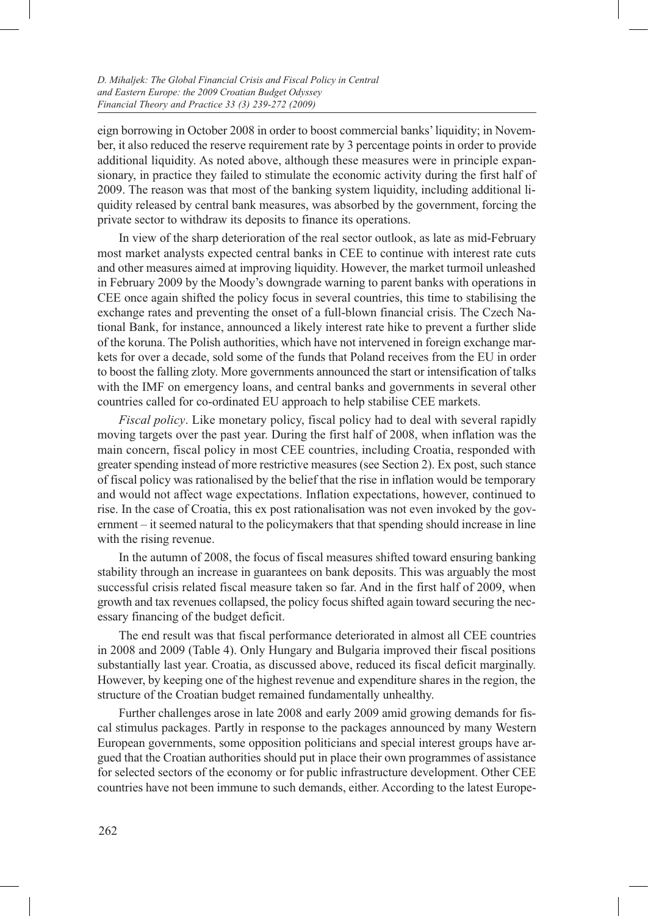eign borrowing in October 2008 in order to boost commercial banks' liquidity; in November, it also reduced the reserve requirement rate by 3 percentage points in order to provide additional liquidity. As noted above, although these measures were in principle expansionary, in practice they failed to stimulate the economic activity during the first half of 2009. The reason was that most of the banking system liquidity, including additional liquidity released by central bank measures, was absorbed by the government, forcing the private sector to withdraw its deposits to finance its operations.

In view of the sharp deterioration of the real sector outlook, as late as mid-February most market analysts expected central banks in CEE to continue with interest rate cuts and other measures aimed at improving liquidity. However, the market turmoil unleashed in February 2009 by the Moody's downgrade warning to parent banks with operations in CEE once again shifted the policy focus in several countries, this time to stabilising the exchange rates and preventing the onset of a full-blown financial crisis. The Czech National Bank, for instance, announced a likely interest rate hike to prevent a further slide of the koruna. The Polish authorities, which have not intervened in foreign exchange markets for over a decade, sold some of the funds that Poland receives from the EU in order to boost the falling zloty. More governments announced the start or intensification of talks with the IMF on emergency loans, and central banks and governments in several other countries called for co-ordinated EU approach to help stabilise CEE markets.

*Fiscal policy*. Like monetary policy, fiscal policy had to deal with several rapidly moving targets over the past year. During the first half of 2008, when inflation was the main concern, fiscal policy in most CEE countries, including Croatia, responded with greater spending instead of more restrictive measures (see Section 2). Ex post, such stance of fiscal policy was rationalised by the belief that the rise in inflation would be temporary and would not affect wage expectations. Inflation expectations, however, continued to rise. In the case of Croatia, this ex post rationalisation was not even invoked by the government – it seemed natural to the policymakers that that spending should increase in line with the rising revenue.

In the autumn of 2008, the focus of fiscal measures shifted toward ensuring banking stability through an increase in guarantees on bank deposits. This was arguably the most successful crisis related fiscal measure taken so far. And in the first half of 2009, when growth and tax revenues collapsed, the policy focus shifted again toward securing the necessary financing of the budget deficit.

The end result was that fiscal performance deteriorated in almost all CEE countries in 2008 and 2009 (Table 4). Only Hungary and Bulgaria improved their fiscal positions substantially last year. Croatia, as discussed above, reduced its fiscal deficit marginally. However, by keeping one of the highest revenue and expenditure shares in the region, the structure of the Croatian budget remained fundamentally unhealthy.

Further challenges arose in late 2008 and early 2009 amid growing demands for fiscal stimulus packages. Partly in response to the packages announced by many Western European governments, some opposition politicians and special interest groups have argued that the Croatian authorities should put in place their own programmes of assistance for selected sectors of the economy or for public infrastructure development. Other CEE countries have not been immune to such demands, either. According to the latest Europe-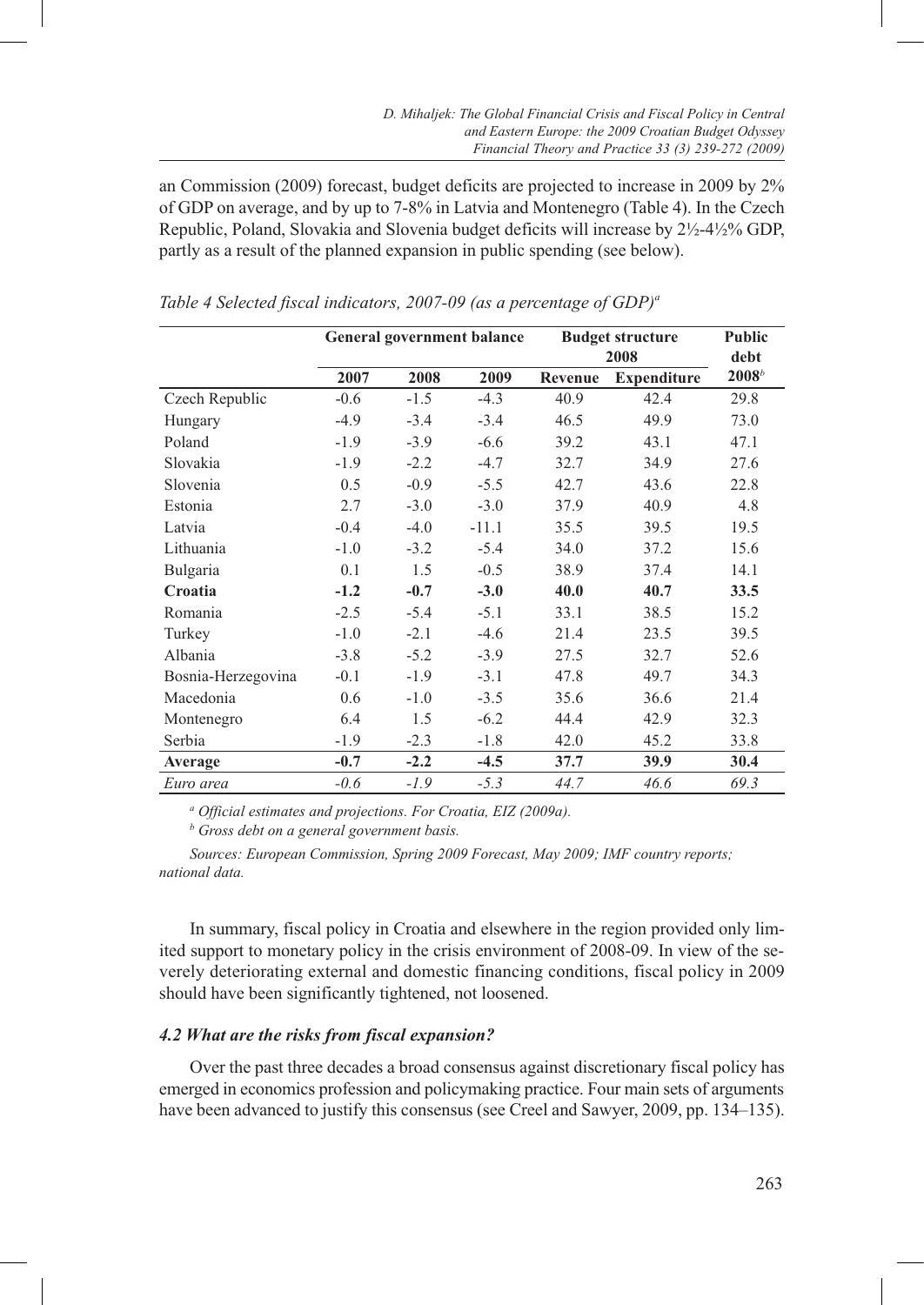an Commission (2009) forecast, budget deficits are projected to increase in 2009 by 2% of GDP on average, and by up to 7-8% in Latvia and Montenegro (Table 4). In the Czech Republic, Poland, Slovakia and Slovenia budget deficits will increase by 2½-4½% GDP, partly as a result of the planned expansion in public spending (see below).

*Table 4 Selected fiscal indicators, 2007-09 (as a percentage of GDP)[a]*

| | General government balance | | | Budget structure 2008 | | Public debt |
|---|---|---|---|---|---|---|
| | 2007 | 2008 | 2009 | Revenue | Expenditure | 2008[b] |
| Czech Republic | -0.6 | -1.5 | -4.3 | 40.9 | 42.4 | 29.8 |
| Hungary | -4.9 | -3.4 | -3.4 | 46.5 | 49.9 | 73.0 |
| Poland | -1.9 | -3.9 | -6.6 | 39.2 | 43.1 | 47.1 |
| Slovakia | -1.9 | -2.2 | -4.7 | 32.7 | 34.9 | 27.6 |
| Slovenia | 0.5 | -0.9 | -5.5 | 42.7 | 43.6 | 22.8 |
| Estonia | 2.7 | -3.0 | -3.0 | 37.9 | 40.9 | 4.8 |
| Latvia | -0.4 | -4.0 | -11.1 | 35.5 | 39.5 | 19.5 |
| Lithuania | -1.0 | -3.2 | -5.4 | 34.0 | 37.2 | 15.6 |
| Bulgaria | 0.1 | 1.5 | -0.5 | 38.9 | 37.4 | 14.1 |
| **Croatia** | **-1.2** | **-0.7** | **-3.0** | **40.0** | **40.7** | **33.5** |
| Romania | -2.5 | -5.4 | -5.1 | 33.1 | 38.5 | 15.2 |
| Turkey | -1.0 | -2.1 | -4.6 | 21.4 | 23.5 | 39.5 |
| Albania | -3.8 | -5.2 | -3.9 | 27.5 | 32.7 | 52.6 |
| Bosnia-Herzegovina | -0.1 | -1.9 | -3.1 | 47.8 | 49.7 | 34.3 |
| Macedonia | 0.6 | -1.0 | -3.5 | 35.6 | 36.6 | 21.4 |
| Montenegro | 6.4 | 1.5 | -6.2 | 44.4 | 42.9 | 32.3 |
| Serbia | -1.9 | -2.3 | -1.8 | 42.0 | 45.2 | 33.8 |
| **Average** | **-0.7** | **-2.2** | **-4.5** | **37.7** | **39.9** | **30.4** |
| *Euro area* | *-0.6* | *-1.9* | *-5.3* | *44.7* | *46.6* | *69.3* |

[a] *Official estimates and projections. For Croatia, EIZ (2009a).*

[b] *Gross debt on a general government basis.*

*Sources: European Commission, Spring 2009 Forecast, May 2009; IMF country reports; national data.*

In summary, fiscal policy in Croatia and elsewhere in the region provided only limited support to monetary policy in the crisis environment of 2008-09. In view of the severely deteriorating external and domestic financing conditions, fiscal policy in 2009 should have been significantly tightened, not loosened.

### *4.2 What are the risks from fiscal expansion?*

Over the past three decades a broad consensus against discretionary fiscal policy has emerged in economics profession and policymaking practice. Four main sets of arguments have been advanced to justify this consensus (see Creel and Sawyer, 2009, pp. 134–135).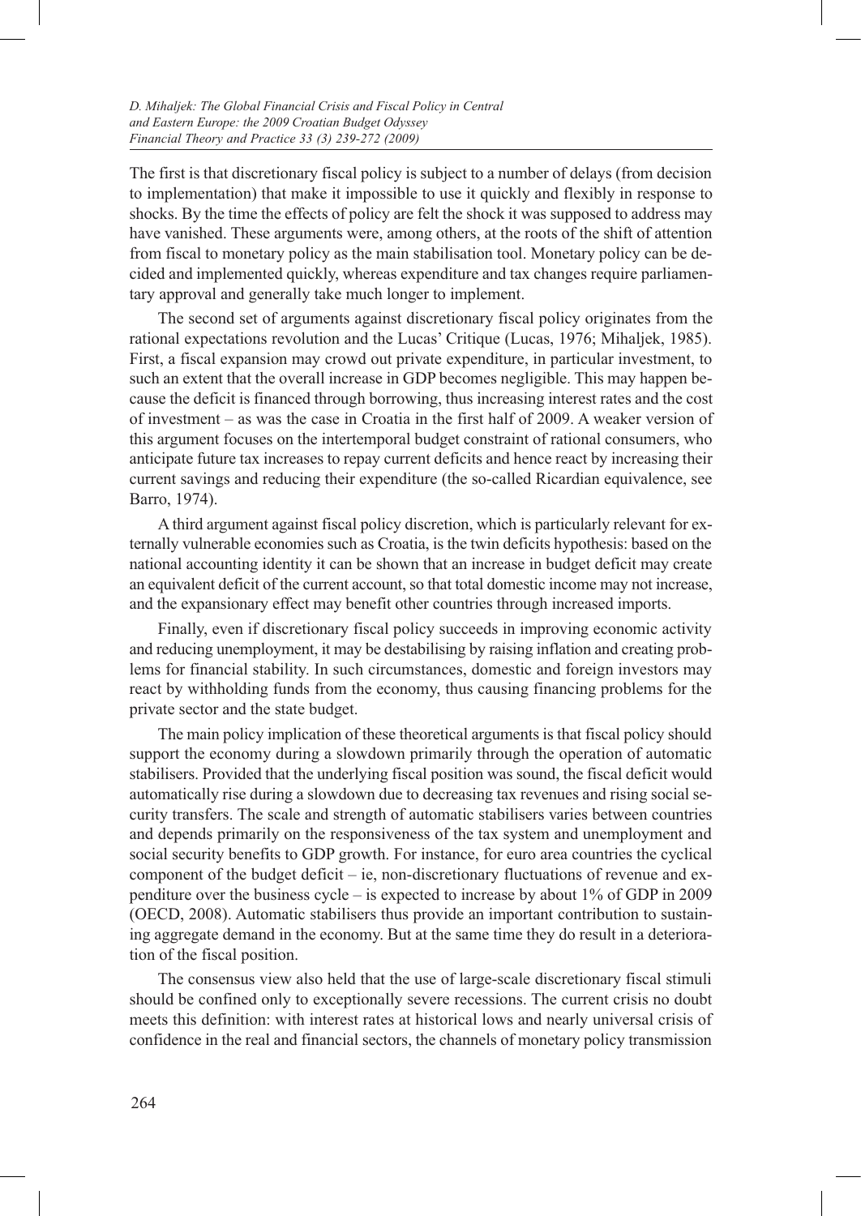The first is that discretionary fiscal policy is subject to a number of delays (from decision to implementation) that make it impossible to use it quickly and flexibly in response to shocks. By the time the effects of policy are felt the shock it was supposed to address may have vanished. These arguments were, among others, at the roots of the shift of attention from fiscal to monetary policy as the main stabilisation tool. Monetary policy can be decided and implemented quickly, whereas expenditure and tax changes require parliamentary approval and generally take much longer to implement.

The second set of arguments against discretionary fiscal policy originates from the rational expectations revolution and the Lucas' Critique (Lucas, 1976; Mihaljek, 1985). First, a fiscal expansion may crowd out private expenditure, in particular investment, to such an extent that the overall increase in GDP becomes negligible. This may happen because the deficit is financed through borrowing, thus increasing interest rates and the cost of investment – as was the case in Croatia in the first half of 2009. A weaker version of this argument focuses on the intertemporal budget constraint of rational consumers, who anticipate future tax increases to repay current deficits and hence react by increasing their current savings and reducing their expenditure (the so-called Ricardian equivalence, see Barro, 1974).

A third argument against fiscal policy discretion, which is particularly relevant for externally vulnerable economies such as Croatia, is the twin deficits hypothesis: based on the national accounting identity it can be shown that an increase in budget deficit may create an equivalent deficit of the current account, so that total domestic income may not increase, and the expansionary effect may benefit other countries through increased imports.

Finally, even if discretionary fiscal policy succeeds in improving economic activity and reducing unemployment, it may be destabilising by raising inflation and creating problems for financial stability. In such circumstances, domestic and foreign investors may react by withholding funds from the economy, thus causing financing problems for the private sector and the state budget.

The main policy implication of these theoretical arguments is that fiscal policy should support the economy during a slowdown primarily through the operation of automatic stabilisers. Provided that the underlying fiscal position was sound, the fiscal deficit would automatically rise during a slowdown due to decreasing tax revenues and rising social security transfers. The scale and strength of automatic stabilisers varies between countries and depends primarily on the responsiveness of the tax system and unemployment and social security benefits to GDP growth. For instance, for euro area countries the cyclical component of the budget deficit – ie, non-discretionary fluctuations of revenue and expenditure over the business cycle – is expected to increase by about 1% of GDP in 2009 (OECD, 2008). Automatic stabilisers thus provide an important contribution to sustaining aggregate demand in the economy. But at the same time they do result in a deterioration of the fiscal position.

The consensus view also held that the use of large-scale discretionary fiscal stimuli should be confined only to exceptionally severe recessions. The current crisis no doubt meets this definition: with interest rates at historical lows and nearly universal crisis of confidence in the real and financial sectors, the channels of monetary policy transmission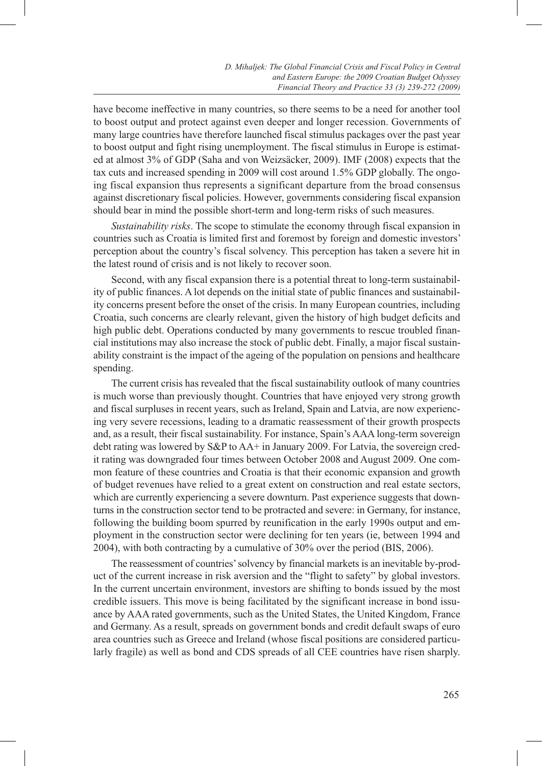have become ineffective in many countries, so there seems to be a need for another tool to boost output and protect against even deeper and longer recession. Governments of many large countries have therefore launched fiscal stimulus packages over the past year to boost output and fight rising unemployment. The fiscal stimulus in Europe is estimated at almost 3% of GDP (Saha and von Weizsäcker, 2009). IMF (2008) expects that the tax cuts and increased spending in 2009 will cost around 1.5% GDP globally. The ongoing fiscal expansion thus represents a significant departure from the broad consensus against discretionary fiscal policies. However, governments considering fiscal expansion should bear in mind the possible short-term and long-term risks of such measures.

*Sustainability risks*. The scope to stimulate the economy through fiscal expansion in countries such as Croatia is limited first and foremost by foreign and domestic investors' perception about the country's fiscal solvency. This perception has taken a severe hit in the latest round of crisis and is not likely to recover soon.

Second, with any fiscal expansion there is a potential threat to long-term sustainability of public finances. A lot depends on the initial state of public finances and sustainability concerns present before the onset of the crisis. In many European countries, including Croatia, such concerns are clearly relevant, given the history of high budget deficits and high public debt. Operations conducted by many governments to rescue troubled financial institutions may also increase the stock of public debt. Finally, a major fiscal sustainability constraint is the impact of the ageing of the population on pensions and healthcare spending.

The current crisis has revealed that the fiscal sustainability outlook of many countries is much worse than previously thought. Countries that have enjoyed very strong growth and fiscal surpluses in recent years, such as Ireland, Spain and Latvia, are now experiencing very severe recessions, leading to a dramatic reassessment of their growth prospects and, as a result, their fiscal sustainability. For instance, Spain's AAA long-term sovereign debt rating was lowered by S&P to AA+ in January 2009. For Latvia, the sovereign credit rating was downgraded four times between October 2008 and August 2009. One common feature of these countries and Croatia is that their economic expansion and growth of budget revenues have relied to a great extent on construction and real estate sectors, which are currently experiencing a severe downturn. Past experience suggests that downturns in the construction sector tend to be protracted and severe: in Germany, for instance, following the building boom spurred by reunification in the early 1990s output and employment in the construction sector were declining for ten years (ie, between 1994 and 2004), with both contracting by a cumulative of 30% over the period (BIS, 2006).

The reassessment of countries' solvency by financial markets is an inevitable by-product of the current increase in risk aversion and the "flight to safety" by global investors. In the current uncertain environment, investors are shifting to bonds issued by the most credible issuers. This move is being facilitated by the significant increase in bond issuance by AAA rated governments, such as the United States, the United Kingdom, France and Germany. As a result, spreads on government bonds and credit default swaps of euro area countries such as Greece and Ireland (whose fiscal positions are considered particularly fragile) as well as bond and CDS spreads of all CEE countries have risen sharply.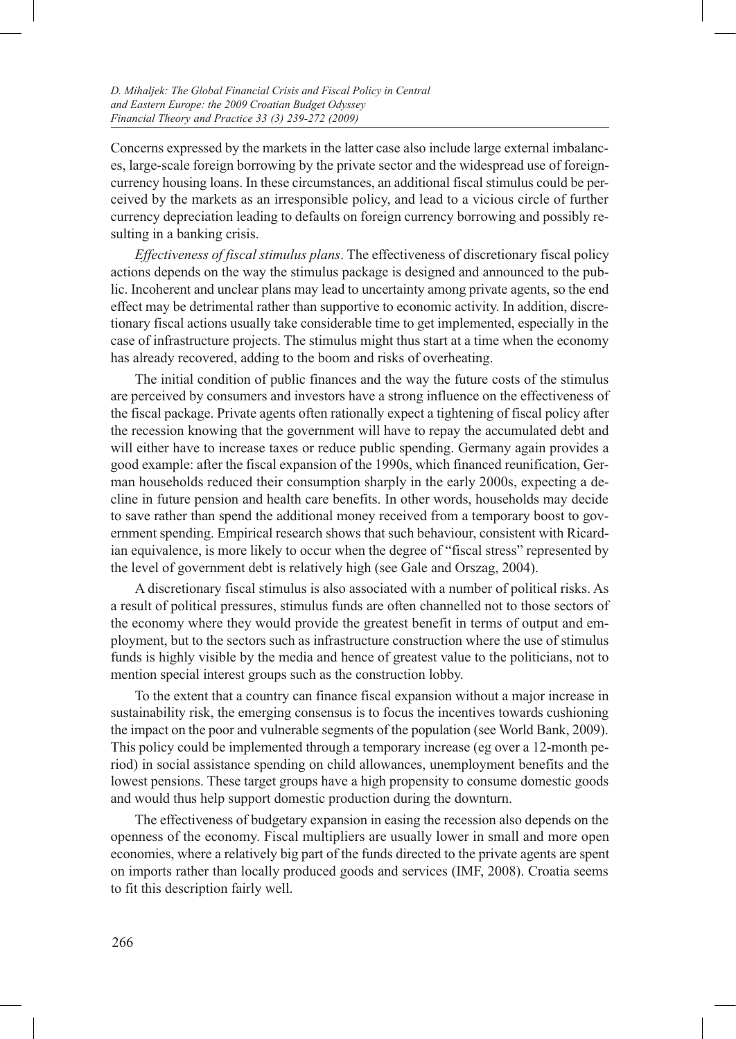Concerns expressed by the markets in the latter case also include large external imbalances, large-scale foreign borrowing by the private sector and the widespread use of foreign-currency housing loans. In these circumstances, an additional fiscal stimulus could be perceived by the markets as an irresponsible policy, and lead to a vicious circle of further currency depreciation leading to defaults on foreign currency borrowing and possibly resulting in a banking crisis.

*Effectiveness of fiscal stimulus plans*. The effectiveness of discretionary fiscal policy actions depends on the way the stimulus package is designed and announced to the public. Incoherent and unclear plans may lead to uncertainty among private agents, so the end effect may be detrimental rather than supportive to economic activity. In addition, discretionary fiscal actions usually take considerable time to get implemented, especially in the case of infrastructure projects. The stimulus might thus start at a time when the economy has already recovered, adding to the boom and risks of overheating.

The initial condition of public finances and the way the future costs of the stimulus are perceived by consumers and investors have a strong influence on the effectiveness of the fiscal package. Private agents often rationally expect a tightening of fiscal policy after the recession knowing that the government will have to repay the accumulated debt and will either have to increase taxes or reduce public spending. Germany again provides a good example: after the fiscal expansion of the 1990s, which financed reunification, German households reduced their consumption sharply in the early 2000s, expecting a decline in future pension and health care benefits. In other words, households may decide to save rather than spend the additional money received from a temporary boost to government spending. Empirical research shows that such behaviour, consistent with Ricardian equivalence, is more likely to occur when the degree of "fiscal stress" represented by the level of government debt is relatively high (see Gale and Orszag, 2004).

A discretionary fiscal stimulus is also associated with a number of political risks. As a result of political pressures, stimulus funds are often channelled not to those sectors of the economy where they would provide the greatest benefit in terms of output and employment, but to the sectors such as infrastructure construction where the use of stimulus funds is highly visible by the media and hence of greatest value to the politicians, not to mention special interest groups such as the construction lobby.

To the extent that a country can finance fiscal expansion without a major increase in sustainability risk, the emerging consensus is to focus the incentives towards cushioning the impact on the poor and vulnerable segments of the population (see World Bank, 2009). This policy could be implemented through a temporary increase (eg over a 12-month period) in social assistance spending on child allowances, unemployment benefits and the lowest pensions. These target groups have a high propensity to consume domestic goods and would thus help support domestic production during the downturn.

The effectiveness of budgetary expansion in easing the recession also depends on the openness of the economy. Fiscal multipliers are usually lower in small and more open economies, where a relatively big part of the funds directed to the private agents are spent on imports rather than locally produced goods and services (IMF, 2008). Croatia seems to fit this description fairly well.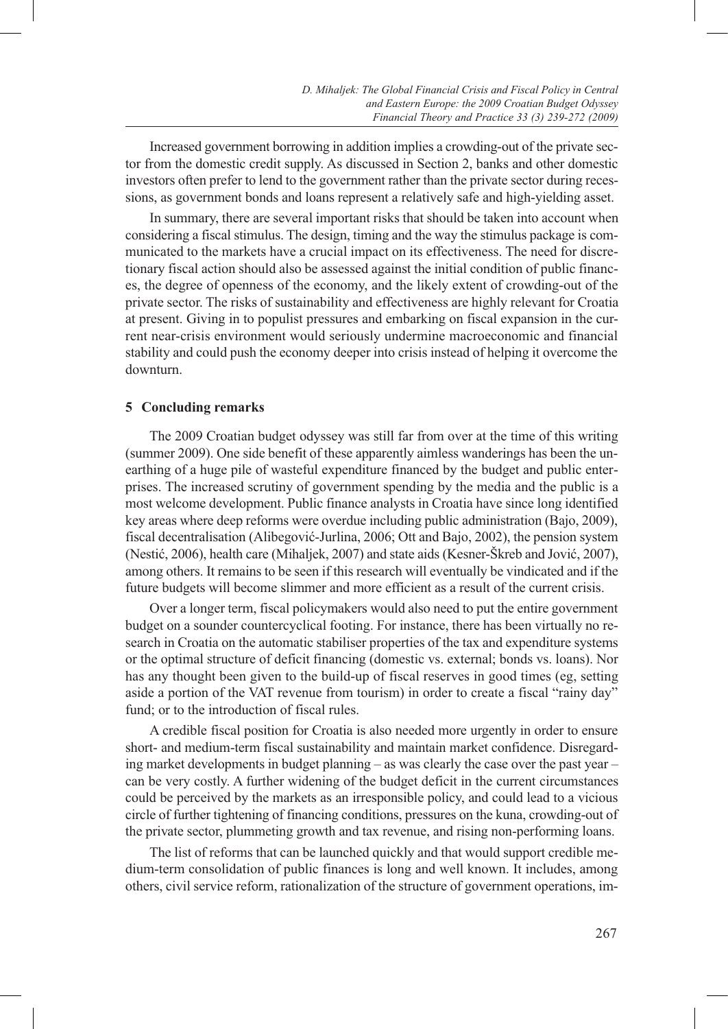Increased government borrowing in addition implies a crowding-out of the private sector from the domestic credit supply. As discussed in Section 2, banks and other domestic investors often prefer to lend to the government rather than the private sector during recessions, as government bonds and loans represent a relatively safe and high-yielding asset.

In summary, there are several important risks that should be taken into account when considering a fiscal stimulus. The design, timing and the way the stimulus package is communicated to the markets have a crucial impact on its effectiveness. The need for discretionary fiscal action should also be assessed against the initial condition of public finances, the degree of openness of the economy, and the likely extent of crowding-out of the private sector. The risks of sustainability and effectiveness are highly relevant for Croatia at present. Giving in to populist pressures and embarking on fiscal expansion in the current near-crisis environment would seriously undermine macroeconomic and financial stability and could push the economy deeper into crisis instead of helping it overcome the downturn.

## 5 Concluding remarks

The 2009 Croatian budget odyssey was still far from over at the time of this writing (summer 2009). One side benefit of these apparently aimless wanderings has been the unearthing of a huge pile of wasteful expenditure financed by the budget and public enterprises. The increased scrutiny of government spending by the media and the public is a most welcome development. Public finance analysts in Croatia have since long identified key areas where deep reforms were overdue including public administration (Bajo, 2009), fiscal decentralisation (Alibegović-Jurlina, 2006; Ott and Bajo, 2002), the pension system (Nestić, 2006), health care (Mihaljek, 2007) and state aids (Kesner-Škreb and Jović, 2007), among others. It remains to be seen if this research will eventually be vindicated and if the future budgets will become slimmer and more efficient as a result of the current crisis.

Over a longer term, fiscal policymakers would also need to put the entire government budget on a sounder countercyclical footing. For instance, there has been virtually no research in Croatia on the automatic stabiliser properties of the tax and expenditure systems or the optimal structure of deficit financing (domestic vs. external; bonds vs. loans). Nor has any thought been given to the build-up of fiscal reserves in good times (eg, setting aside a portion of the VAT revenue from tourism) in order to create a fiscal "rainy day" fund; or to the introduction of fiscal rules.

A credible fiscal position for Croatia is also needed more urgently in order to ensure short- and medium-term fiscal sustainability and maintain market confidence. Disregarding market developments in budget planning – as was clearly the case over the past year – can be very costly. A further widening of the budget deficit in the current circumstances could be perceived by the markets as an irresponsible policy, and could lead to a vicious circle of further tightening of financing conditions, pressures on the kuna, crowding-out of the private sector, plummeting growth and tax revenue, and rising non-performing loans.

The list of reforms that can be launched quickly and that would support credible medium-term consolidation of public finances is long and well known. It includes, among others, civil service reform, rationalization of the structure of government operations, im-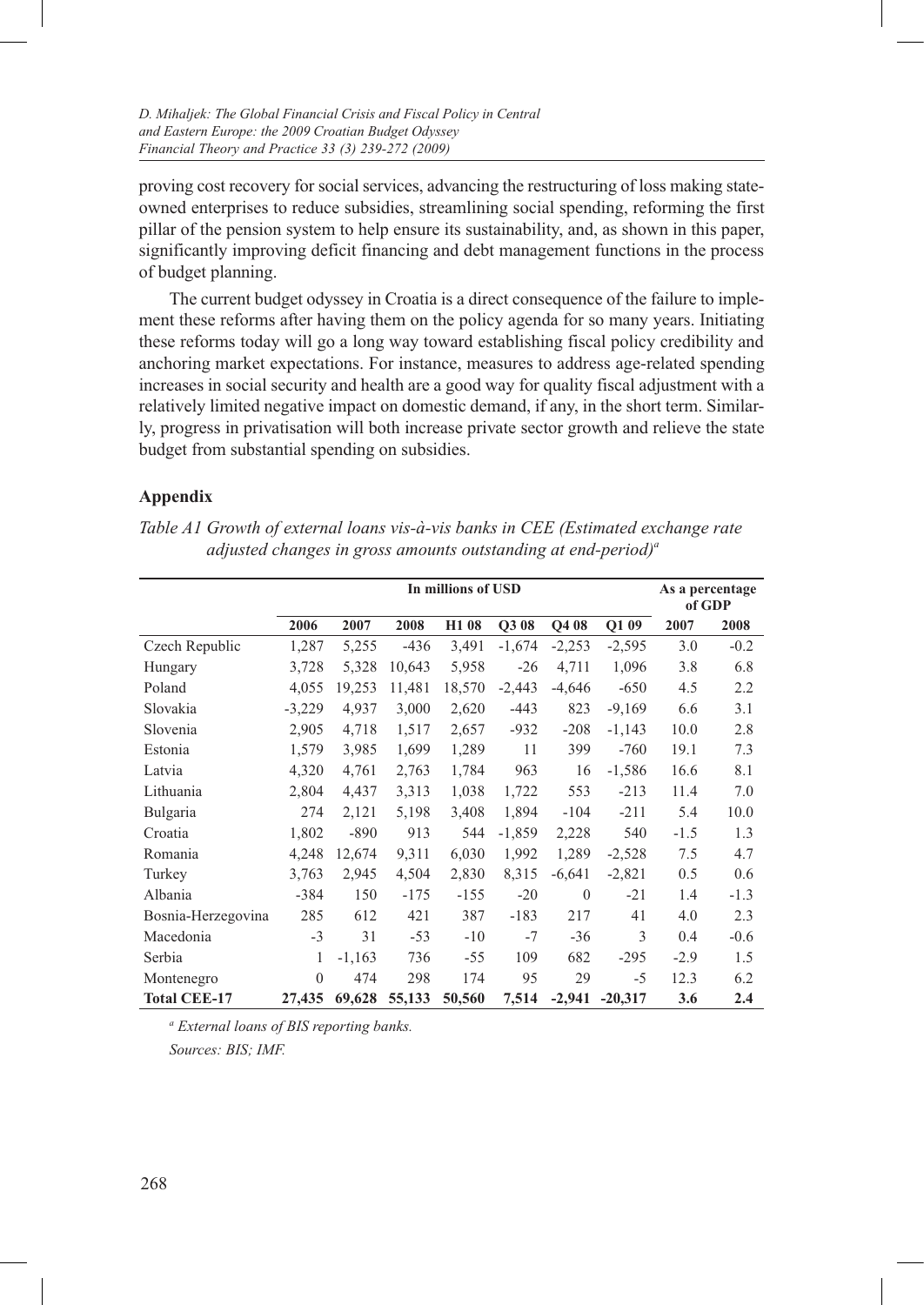proving cost recovery for social services, advancing the restructuring of loss making state-owned enterprises to reduce subsidies, streamlining social spending, reforming the first pillar of the pension system to help ensure its sustainability, and, as shown in this paper, significantly improving deficit financing and debt management functions in the process of budget planning.

The current budget odyssey in Croatia is a direct consequence of the failure to implement these reforms after having them on the policy agenda for so many years. Initiating these reforms today will go a long way toward establishing fiscal policy credibility and anchoring market expectations. For instance, measures to address age-related spending increases in social security and health are a good way for quality fiscal adjustment with a relatively limited negative impact on domestic demand, if any, in the short term. Similarly, progress in privatisation will both increase private sector growth and relieve the state budget from substantial spending on subsidies.

## Appendix

*Table A1 Growth of external loans vis-à-vis banks in CEE (Estimated exchange rate adjusted changes in gross amounts outstanding at end-period)[a]*

| | In millions of USD | | | | | | | As a percentage of GDP | |
|---|---|---|---|---|---|---|---|---|---|
| | **2006** | **2007** | **2008** | **H1 08** | **Q3 08** | **Q4 08** | **Q1 09** | **2007** | **2008** |
| Czech Republic | 1,287 | 5,255 | -436 | 3,491 | -1,674 | -2,253 | -2,595 | 3.0 | -0.2 |
| Hungary | 3,728 | 5,328 | 10,643 | 5,958 | -26 | 4,711 | 1,096 | 3.8 | 6.8 |
| Poland | 4,055 | 19,253 | 11,481 | 18,570 | -2,443 | -4,646 | -650 | 4.5 | 2.2 |
| Slovakia | -3,229 | 4,937 | 3,000 | 2,620 | -443 | 823 | -9,169 | 6.6 | 3.1 |
| Slovenia | 2,905 | 4,718 | 1,517 | 2,657 | -932 | -208 | -1,143 | 10.0 | 2.8 |
| Estonia | 1,579 | 3,985 | 1,699 | 1,289 | 11 | 399 | -760 | 19.1 | 7.3 |
| Latvia | 4,320 | 4,761 | 2,763 | 1,784 | 963 | 16 | -1,586 | 16.6 | 8.1 |
| Lithuania | 2,804 | 4,437 | 3,313 | 1,038 | 1,722 | 553 | -213 | 11.4 | 7.0 |
| Bulgaria | 274 | 2,121 | 5,198 | 3,408 | 1,894 | -104 | -211 | 5.4 | 10.0 |
| Croatia | 1,802 | -890 | 913 | 544 | -1,859 | 2,228 | 540 | -1.5 | 1.3 |
| Romania | 4,248 | 12,674 | 9,311 | 6,030 | 1,992 | 1,289 | -2,528 | 7.5 | 4.7 |
| Turkey | 3,763 | 2,945 | 4,504 | 2,830 | 8,315 | -6,641 | -2,821 | 0.5 | 0.6 |
| Albania | -384 | 150 | -175 | -155 | -20 | 0 | -21 | 1.4 | -1.3 |
| Bosnia-Herzegovina | 285 | 612 | 421 | 387 | -183 | 217 | 41 | 4.0 | 2.3 |
| Macedonia | -3 | 31 | -53 | -10 | -7 | -36 | 3 | 0.4 | -0.6 |
| Serbia | 1 | -1,163 | 736 | -55 | 109 | 682 | -295 | -2.9 | 1.5 |
| Montenegro | 0 | 474 | 298 | 174 | 95 | 29 | -5 | 12.3 | 6.2 |
| **Total CEE-17** | **27,435** | **69,628** | **55,133** | **50,560** | **7,514** | **-2,941** | **-20,317** | **3.6** | **2.4** |

[a] *External loans of BIS reporting banks.*

*Sources: BIS; IMF.*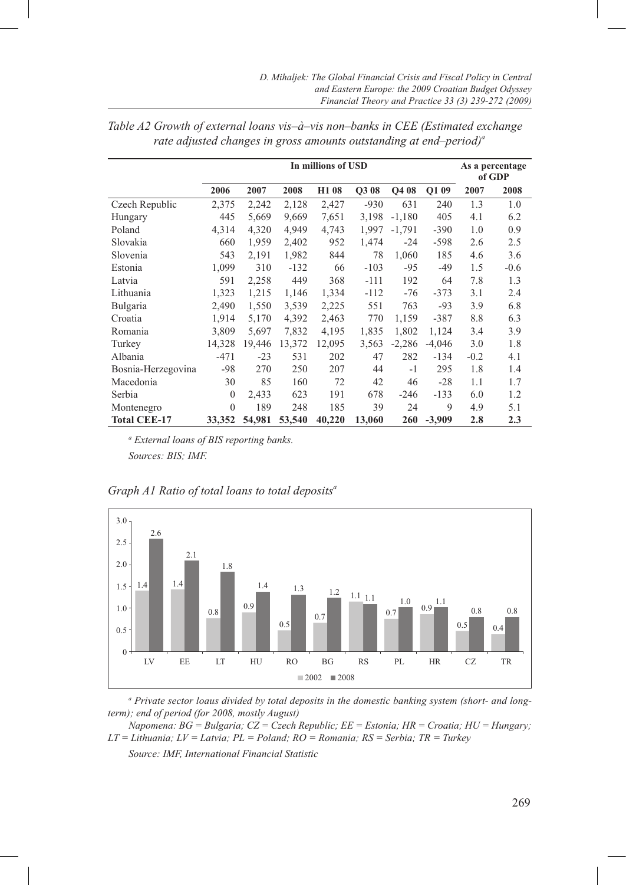*Table A2 Growth of external loans vis–à–vis non–banks in CEE (Estimated exchange rate adjusted changes in gross amounts outstanding at end–period)[a]*

| | In millions of USD | | | | | | | As a percentage of GDP | |
|---|---|---|---|---|---|---|---|---|---|
| | **2006** | **2007** | **2008** | **H1 08** | **Q3 08** | **Q4 08** | **Q1 09** | **2007** | **2008** |
| Czech Republic | 2,375 | 2,242 | 2,128 | 2,427 | -930 | 631 | 240 | 1.3 | 1.0 |
| Hungary | 445 | 5,669 | 9,669 | 7,651 | 3,198 | -1,180 | 405 | 4.1 | 6.2 |
| Poland | 4,314 | 4,320 | 4,949 | 4,743 | 1,997 | -1,791 | -390 | 1.0 | 0.9 |
| Slovakia | 660 | 1,959 | 2,402 | 952 | 1,474 | -24 | -598 | 2.6 | 2.5 |
| Slovenia | 543 | 2,191 | 1,982 | 844 | 78 | 1,060 | 185 | 4.6 | 3.6 |
| Estonia | 1,099 | 310 | -132 | 66 | -103 | -95 | -49 | 1.5 | -0.6 |
| Latvia | 591 | 2,258 | 449 | 368 | -111 | 192 | 64 | 7.8 | 1.3 |
| Lithuania | 1,323 | 1,215 | 1,146 | 1,334 | -112 | -76 | -373 | 3.1 | 2.4 |
| Bulgaria | 2,490 | 1,550 | 3,539 | 2,225 | 551 | 763 | -93 | 3.9 | 6.8 |
| Croatia | 1,914 | 5,170 | 4,392 | 2,463 | 770 | 1,159 | -387 | 8.8 | 6.3 |
| Romania | 3,809 | 5,697 | 7,832 | 4,195 | 1,835 | 1,802 | 1,124 | 3.4 | 3.9 |
| Turkey | 14,328 | 19,446 | 13,372 | 12,095 | 3,563 | -2,286 | -4,046 | 3.0 | 1.8 |
| Albania | -471 | -23 | 531 | 202 | 47 | 282 | -134 | -0.2 | 4.1 |
| Bosnia-Herzegovina | -98 | 270 | 250 | 207 | 44 | -1 | 295 | 1.8 | 1.4 |
| Macedonia | 30 | 85 | 160 | 72 | 42 | 46 | -28 | 1.1 | 1.7 |
| Serbia | 0 | 2,433 | 623 | 191 | 678 | -246 | -133 | 6.0 | 1.2 |
| Montenegro | 0 | 189 | 248 | 185 | 39 | 24 | 9 | 4.9 | 5.1 |
| **Total CEE-17** | **33,352** | **54,981** | **53,540** | **40,220** | **13,060** | **260** | **-3,909** | **2.8** | **2.3** |

*[a] External loans of BIS reporting banks.*

*Sources: BIS; IMF.*

*Graph A1 Ratio of total loans to total deposits[a]*

| | LV | EE | LT | HU | RO | BG | RS | PL | HR | CZ | TR |
|---|---|---|---|---|---|---|---|---|---|---|---|
| 2002 | 1.4 | 1.4 | 0.8 | 0.9 | 0.5 | 0.7 | 1.1 | 0.7 | 0.9 | 0.5 | 0.4 |
| 2008 | 2.6 | 2.1 | 1.8 | 1.4 | 1.3 | 1.2 | 1.1 | 1.0 | 1.1 | 0.8 | 0.8 |

*[a] Private sector loaus divided by total deposits in the domestic banking system (short- and long-term); end of period (for 2008, mostly August)*

*Napomena: BG = Bulgaria; CZ = Czech Republic; EE = Estonia; HR = Croatia; HU = Hungary; LT = Lithuania; LV = Latvia; PL = Poland; RO = Romania; RS = Serbia; TR = Turkey*

*Source: IMF, International Financial Statistic*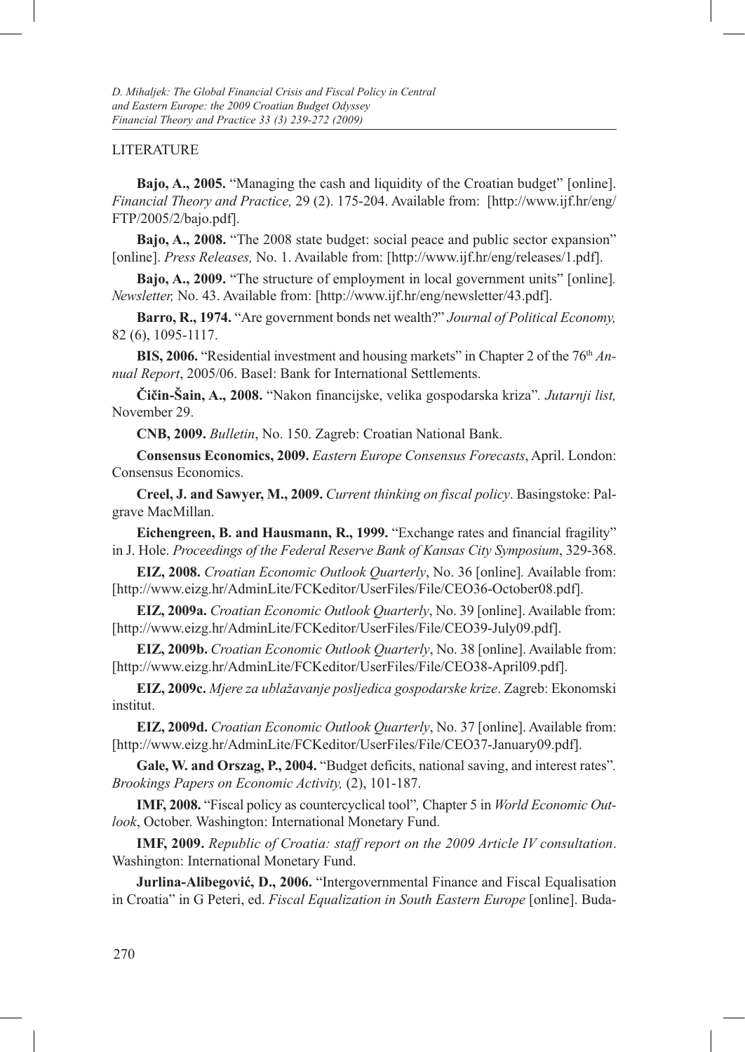## LITERATURE

**Bajo, A., 2005.** "Managing the cash and liquidity of the Croatian budget" [online]. *Financial Theory and Practice,* 29 (2). 175-204. Available from: [http://www.ijf.hr/eng/FTP/2005/2/bajo.pdf].

**Bajo, A., 2008.** "The 2008 state budget: social peace and public sector expansion" [online]. *Press Releases,* No. 1. Available from: [http://www.ijf.hr/eng/releases/1.pdf].

**Bajo, A., 2009.** "The structure of employment in local government units" [online]. *Newsletter,* No. 43. Available from: [http://www.ijf.hr/eng/newsletter/43.pdf].

**Barro, R., 1974.** "Are government bonds net wealth?" *Journal of Political Economy,* 82 (6), 1095-1117.

**BIS, 2006.** "Residential investment and housing markets" in Chapter 2 of the 76th *Annual Report*, 2005/06. Basel: Bank for International Settlements.

**Čičin-Šain, A., 2008.** "Nakon financijske, velika gospodarska kriza". *Jutarnji list,* November 29.

**CNB, 2009.** *Bulletin*, No. 150. Zagreb: Croatian National Bank.

**Consensus Economics, 2009.** *Eastern Europe Consensus Forecasts*, April. London: Consensus Economics.

**Creel, J. and Sawyer, M., 2009.** *Current thinking on fiscal policy*. Basingstoke: Palgrave MacMillan.

**Eichengreen, B. and Hausmann, R., 1999.** "Exchange rates and financial fragility" in J. Hole. *Proceedings of the Federal Reserve Bank of Kansas City Symposium*, 329-368.

**EIZ, 2008.** *Croatian Economic Outlook Quarterly*, No. 36 [online]. Available from: [http://www.eizg.hr/AdminLite/FCKeditor/UserFiles/File/CEO36-October08.pdf].

**EIZ, 2009a.** *Croatian Economic Outlook Quarterly*, No. 39 [online]. Available from: [http://www.eizg.hr/AdminLite/FCKeditor/UserFiles/File/CEO39-July09.pdf].

**EIZ, 2009b.** *Croatian Economic Outlook Quarterly*, No. 38 [online]. Available from: [http://www.eizg.hr/AdminLite/FCKeditor/UserFiles/File/CEO38-April09.pdf].

**EIZ, 2009c.** *Mjere za ublažavanje posljedica gospodarske krize*. Zagreb: Ekonomski institut.

**EIZ, 2009d.** *Croatian Economic Outlook Quarterly*, No. 37 [online]. Available from: [http://www.eizg.hr/AdminLite/FCKeditor/UserFiles/File/CEO37-January09.pdf].

**Gale, W. and Orszag, P., 2004.** "Budget deficits, national saving, and interest rates". *Brookings Papers on Economic Activity,* (2), 101-187.

**IMF, 2008.** "Fiscal policy as countercyclical tool", Chapter 5 in *World Economic Outlook*, October. Washington: International Monetary Fund.

**IMF, 2009.** *Republic of Croatia: staff report on the 2009 Article IV consultation*. Washington: International Monetary Fund.

**Jurlina-Alibegović, D., 2006.** "Intergovernmental Finance and Fiscal Equalisation in Croatia" in G Peteri, ed. *Fiscal Equalization in South Eastern Europe* [online]. Buda-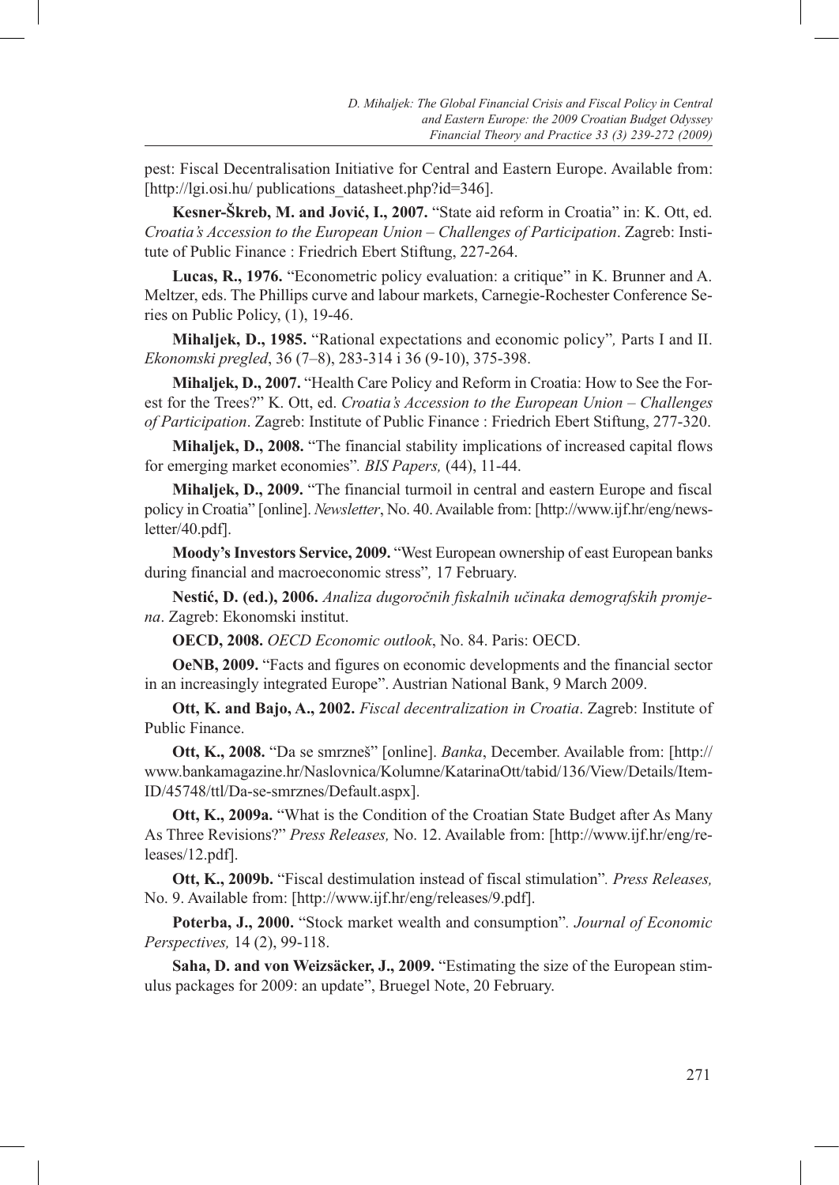pest: Fiscal Decentralisation Initiative for Central and Eastern Europe. Available from: [http://lgi.osi.hu/ publications_datasheet.php?id=346].

**Kesner-Škreb, M. and Jović, I., 2007.** "State aid reform in Croatia" in: K. Ott, ed. *Croatia's Accession to the European Union – Challenges of Participation*. Zagreb: Institute of Public Finance : Friedrich Ebert Stiftung, 227-264.

**Lucas, R., 1976.** "Econometric policy evaluation: a critique" in K. Brunner and A. Meltzer, eds. The Phillips curve and labour markets, Carnegie-Rochester Conference Series on Public Policy, (1), 19-46.

**Mihaljek, D., 1985.** "Rational expectations and economic policy"*,* Parts I and II. *Ekonomski pregled*, 36 (7–8), 283-314 i 36 (9-10), 375-398.

**Mihaljek, D., 2007.** "Health Care Policy and Reform in Croatia: How to See the Forest for the Trees?" K. Ott, ed. *Croatia's Accession to the European Union – Challenges of Participation*. Zagreb: Institute of Public Finance : Friedrich Ebert Stiftung, 277-320.

**Mihaljek, D., 2008.** "The financial stability implications of increased capital flows for emerging market economies"*. BIS Papers,* (44), 11-44.

**Mihaljek, D., 2009.** "The financial turmoil in central and eastern Europe and fiscal policy in Croatia" [online]. *Newsletter*, No. 40. Available from: [http://www.ijf.hr/eng/newsletter/40.pdf].

**Moody's Investors Service, 2009.** "West European ownership of east European banks during financial and macroeconomic stress"*,* 17 February.

**Nestić, D. (ed.), 2006.** *Analiza dugoročnih fiskalnih učinaka demografskih promjena*. Zagreb: Ekonomski institut.

**OECD, 2008.** *OECD Economic outlook*, No. 84. Paris: OECD.

**OeNB, 2009.** "Facts and figures on economic developments and the financial sector in an increasingly integrated Europe". Austrian National Bank, 9 March 2009.

**Ott, K. and Bajo, A., 2002.** *Fiscal decentralization in Croatia*. Zagreb: Institute of Public Finance.

**Ott, K., 2008.** "Da se smrzneš" [online]. *Banka*, December. Available from: [http://www.bankamagazine.hr/Naslovnica/Kolumne/KatarinaOtt/tabid/136/View/Details/ItemID/45748/ttl/Da-se-smrznes/Default.aspx].

**Ott, K., 2009a.** "What is the Condition of the Croatian State Budget after As Many As Three Revisions?" *Press Releases,* No. 12. Available from: [http://www.ijf.hr/eng/releases/12.pdf].

**Ott, K., 2009b.** "Fiscal destimulation instead of fiscal stimulation"*. Press Releases,* No. 9. Available from: [http://www.ijf.hr/eng/releases/9.pdf].

**Poterba, J., 2000.** "Stock market wealth and consumption"*. Journal of Economic Perspectives,* 14 (2), 99-118.

**Saha, D. and von Weizsäcker, J., 2009.** "Estimating the size of the European stimulus packages for 2009: an update", Bruegel Note, 20 February.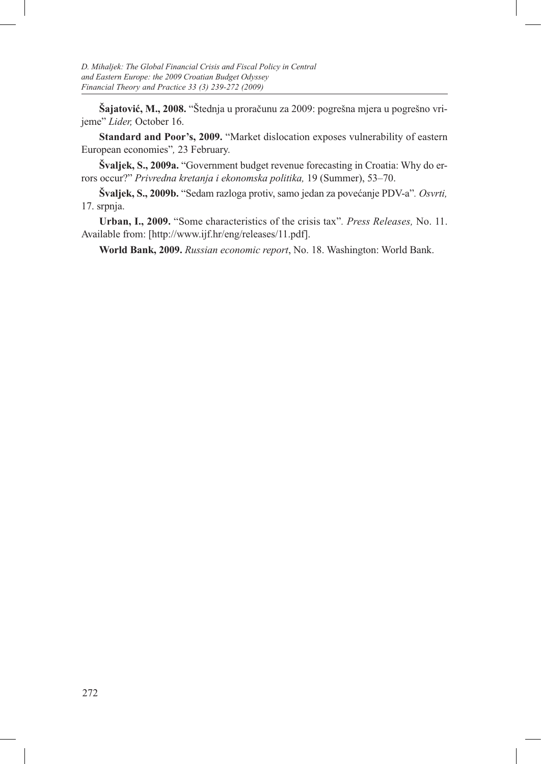**Šajatović, M., 2008.** "Štednja u proračunu za 2009: pogrešna mjera u pogrešno vrijeme" *Lider,* October 16.

**Standard and Poor's, 2009.** "Market dislocation exposes vulnerability of eastern European economies"*,* 23 February.

**Švaljek, S., 2009a.** "Government budget revenue forecasting in Croatia: Why do errors occur?" *Privredna kretanja i ekonomska politika,* 19 (Summer), 53–70.

**Švaljek, S., 2009b.** "Sedam razloga protiv, samo jedan za povećanje PDV-a"*. Osvrti,* 17. srpnja.

**Urban, I., 2009.** "Some characteristics of the crisis tax"*. Press Releases,* No. 11. Available from: [http://www.ijf.hr/eng/releases/11.pdf].

**World Bank, 2009.** *Russian economic report*, No. 18. Washington: World Bank.